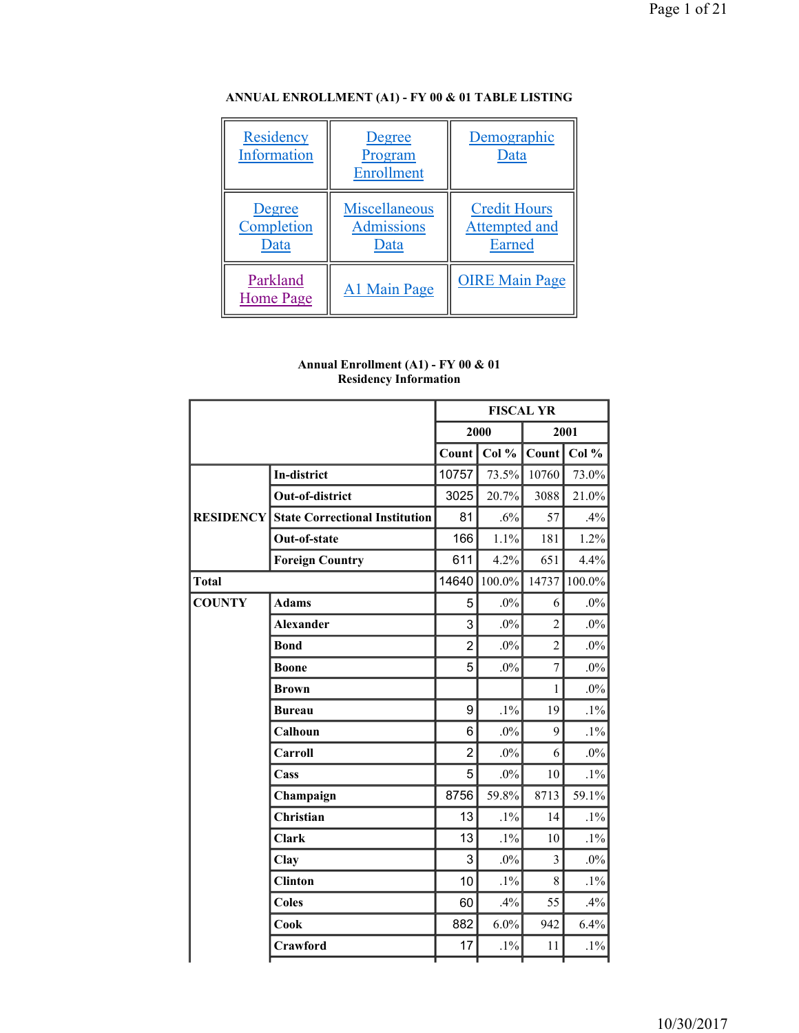**ANNUAL ENROLLMENT (A1) - FY 00 & 01 TABLE LISTING**

| | | |
|---|---|---|
| Residency Information | Degree Program Enrollment | Demographic Data |
| Degree Completion Data | Miscellaneous Admissions Data | Credit Hours Attempted and Earned |
| Parkland Home Page | A1 Main Page | OIRE Main Page |

**Annual Enrollment (A1) - FY 00 & 01**
**Residency Information**

| | | FISCAL YR | | | |
|---|---|---|---|---|---|
| | | 2000 | | 2001 | |
| | | Count | Col % | Count | Col % |
| RESIDENCY | In-district | 10757 | 73.5% | 10760 | 73.0% |
| | Out-of-district | 3025 | 20.7% | 3088 | 21.0% |
| | State Correctional Institution | 81 | .6% | 57 | .4% |
| | Out-of-state | 166 | 1.1% | 181 | 1.2% |
| | Foreign Country | 611 | 4.2% | 651 | 4.4% |
| Total | | 14640 | 100.0% | 14737 | 100.0% |
| COUNTY | Adams | 5 | .0% | 6 | .0% |
| | Alexander | 3 | .0% | 2 | .0% |
| | Bond | 2 | .0% | 2 | .0% |
| | Boone | 5 | .0% | 7 | .0% |
| | Brown | | | 1 | .0% |
| | Bureau | 9 | .1% | 19 | .1% |
| | Calhoun | 6 | .0% | 9 | .1% |
| | Carroll | 2 | .0% | 6 | .0% |
| | Cass | 5 | .0% | 10 | .1% |
| | Champaign | 8756 | 59.8% | 8713 | 59.1% |
| | Christian | 13 | .1% | 14 | .1% |
| | Clark | 13 | .1% | 10 | .1% |
| | Clay | 3 | .0% | 3 | .0% |
| | Clinton | 10 | .1% | 8 | .1% |
| | Coles | 60 | .4% | 55 | .4% |
| | Cook | 882 | 6.0% | 942 | 6.4% |
| | Crawford | 17 | .1% | 11 | .1% |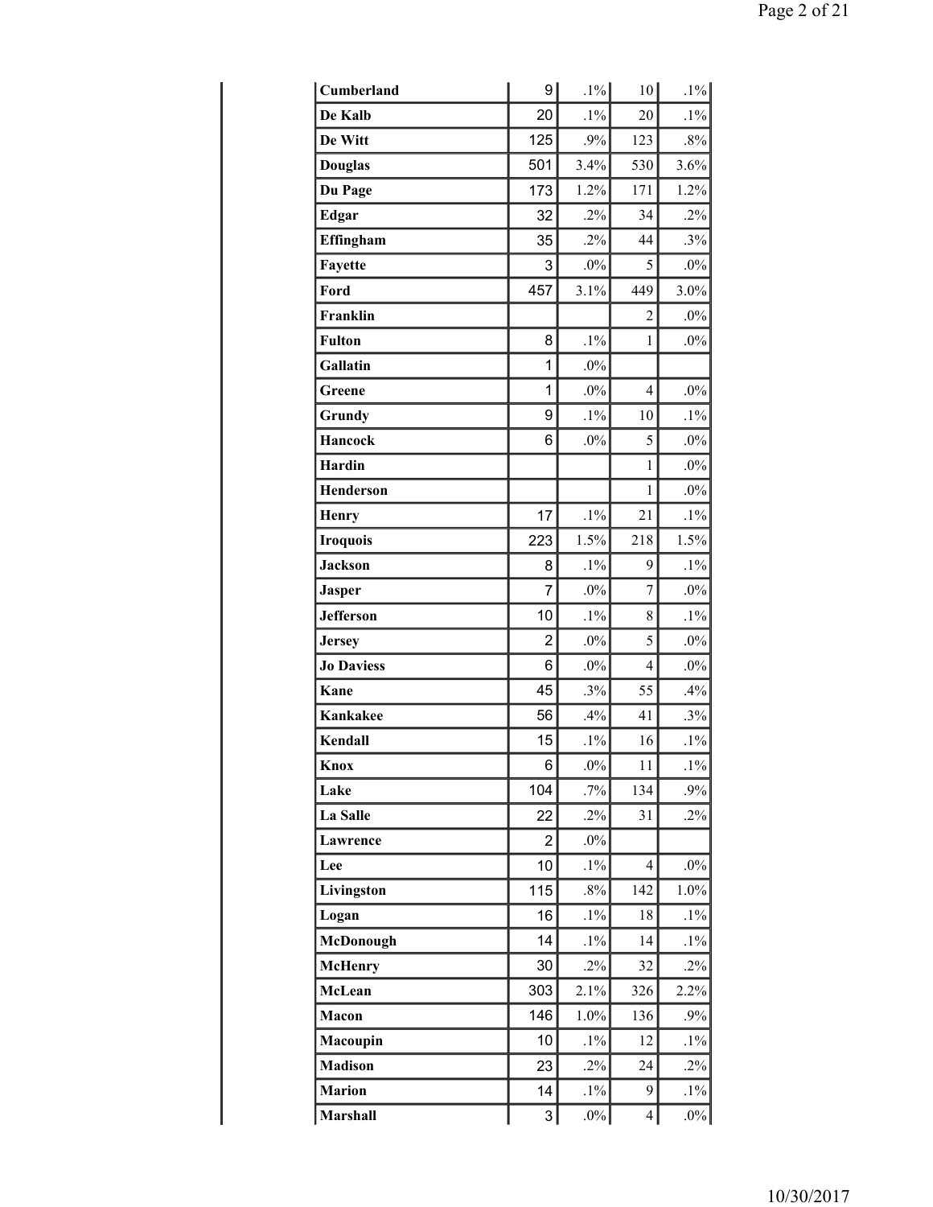| | | | | |
|---|---|---|---|---|
| Cumberland | 9 | .1% | 10 | .1% |
| De Kalb | 20 | .1% | 20 | .1% |
| De Witt | 125 | .9% | 123 | .8% |
| Douglas | 501 | 3.4% | 530 | 3.6% |
| Du Page | 173 | 1.2% | 171 | 1.2% |
| Edgar | 32 | .2% | 34 | .2% |
| Effingham | 35 | .2% | 44 | .3% |
| Fayette | 3 | .0% | 5 | .0% |
| Ford | 457 | 3.1% | 449 | 3.0% |
| Franklin | | | 2 | .0% |
| Fulton | 8 | .1% | 1 | .0% |
| Gallatin | 1 | .0% | | |
| Greene | 1 | .0% | 4 | .0% |
| Grundy | 9 | .1% | 10 | .1% |
| Hancock | 6 | .0% | 5 | .0% |
| Hardin | | | 1 | .0% |
| Henderson | | | 1 | .0% |
| Henry | 17 | .1% | 21 | .1% |
| Iroquois | 223 | 1.5% | 218 | 1.5% |
| Jackson | 8 | .1% | 9 | .1% |
| Jasper | 7 | .0% | 7 | .0% |
| Jefferson | 10 | .1% | 8 | .1% |
| Jersey | 2 | .0% | 5 | .0% |
| Jo Daviess | 6 | .0% | 4 | .0% |
| Kane | 45 | .3% | 55 | .4% |
| Kankakee | 56 | .4% | 41 | .3% |
| Kendall | 15 | .1% | 16 | .1% |
| Knox | 6 | .0% | 11 | .1% |
| Lake | 104 | .7% | 134 | .9% |
| La Salle | 22 | .2% | 31 | .2% |
| Lawrence | 2 | .0% | | |
| Lee | 10 | .1% | 4 | .0% |
| Livingston | 115 | .8% | 142 | 1.0% |
| Logan | 16 | .1% | 18 | .1% |
| McDonough | 14 | .1% | 14 | .1% |
| McHenry | 30 | .2% | 32 | .2% |
| McLean | 303 | 2.1% | 326 | 2.2% |
| Macon | 146 | 1.0% | 136 | .9% |
| Macoupin | 10 | .1% | 12 | .1% |
| Madison | 23 | .2% | 24 | .2% |
| Marion | 14 | .1% | 9 | .1% |
| Marshall | 3 | .0% | 4 | .0% |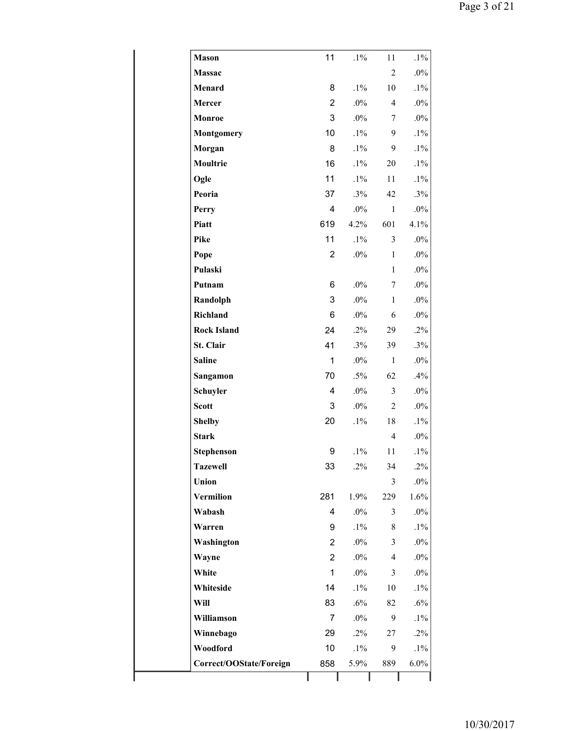| | | | | |
|---|---|---|---|---|
| **Mason** | 11 | .1% | 11 | .1% |
| **Massac** | | | 2 | .0% |
| **Menard** | 8 | .1% | 10 | .1% |
| **Mercer** | 2 | .0% | 4 | .0% |
| **Monroe** | 3 | .0% | 7 | .0% |
| **Montgomery** | 10 | .1% | 9 | .1% |
| **Morgan** | 8 | .1% | 9 | .1% |
| **Moultrie** | 16 | .1% | 20 | .1% |
| **Ogle** | 11 | .1% | 11 | .1% |
| **Peoria** | 37 | .3% | 42 | .3% |
| **Perry** | 4 | .0% | 1 | .0% |
| **Piatt** | 619 | 4.2% | 601 | 4.1% |
| **Pike** | 11 | .1% | 3 | .0% |
| **Pope** | 2 | .0% | 1 | .0% |
| **Pulaski** | | | 1 | .0% |
| **Putnam** | 6 | .0% | 7 | .0% |
| **Randolph** | 3 | .0% | 1 | .0% |
| **Richland** | 6 | .0% | 6 | .0% |
| **Rock Island** | 24 | .2% | 29 | .2% |
| **St. Clair** | 41 | .3% | 39 | .3% |
| **Saline** | 1 | .0% | 1 | .0% |
| **Sangamon** | 70 | .5% | 62 | .4% |
| **Schuyler** | 4 | .0% | 3 | .0% |
| **Scott** | 3 | .0% | 2 | .0% |
| **Shelby** | 20 | .1% | 18 | .1% |
| **Stark** | | | 4 | .0% |
| **Stephenson** | 9 | .1% | 11 | .1% |
| **Tazewell** | 33 | .2% | 34 | .2% |
| **Union** | | | 3 | .0% |
| **Vermilion** | 281 | 1.9% | 229 | 1.6% |
| **Wabash** | 4 | .0% | 3 | .0% |
| **Warren** | 9 | .1% | 8 | .1% |
| **Washington** | 2 | .0% | 3 | .0% |
| **Wayne** | 2 | .0% | 4 | .0% |
| **White** | 1 | .0% | 3 | .0% |
| **Whiteside** | 14 | .1% | 10 | .1% |
| **Will** | 83 | .6% | 82 | .6% |
| **Williamson** | 7 | .0% | 9 | .1% |
| **Winnebago** | 29 | .2% | 27 | .2% |
| **Woodford** | 10 | .1% | 9 | .1% |
| **Correct/OOState/Foreign** | 858 | 5.9% | 889 | 6.0% |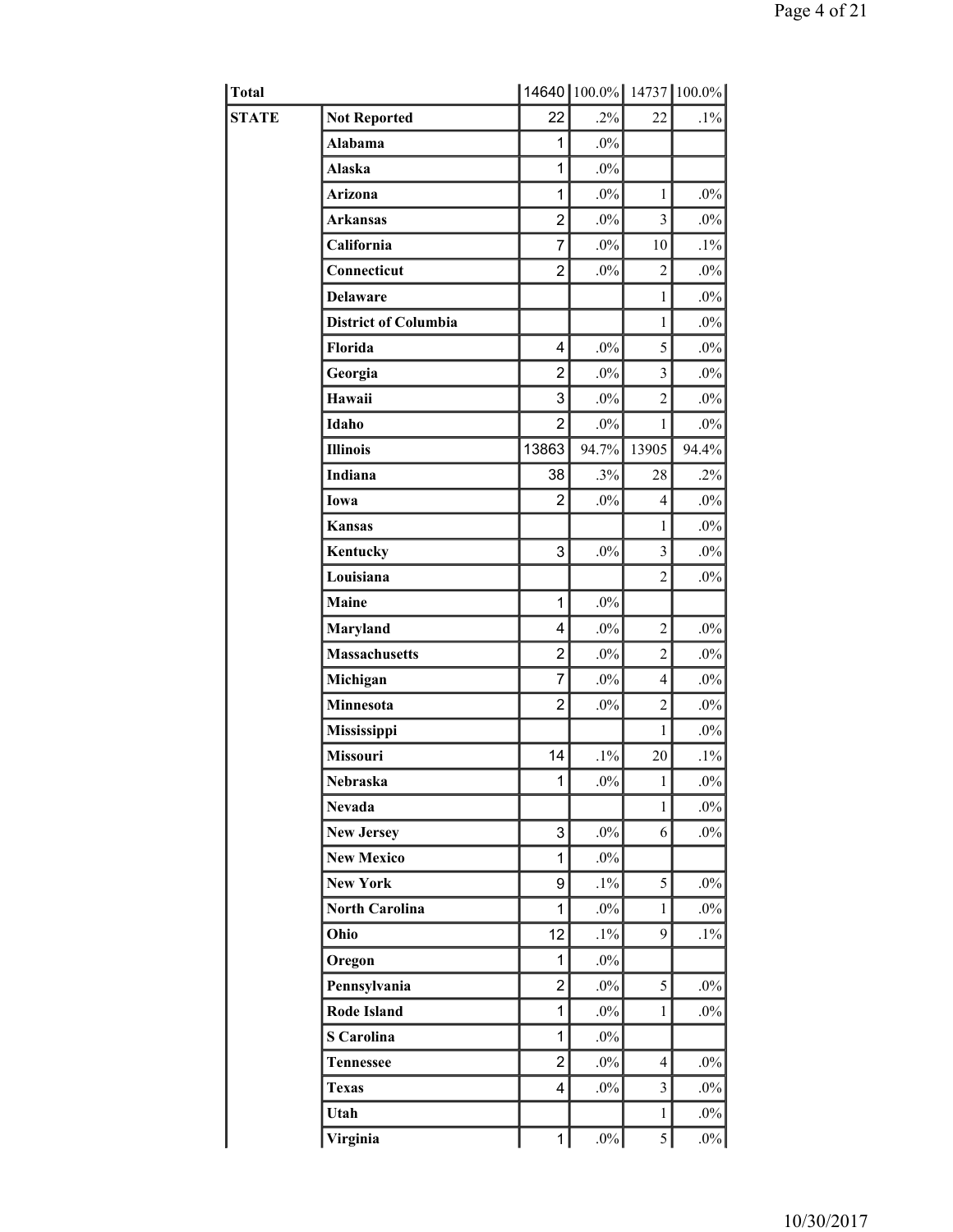| Total | | 14640 | 100.0% | 14737 | 100.0% |
|---|---|---|---|---|---|
| STATE | Not Reported | 22 | .2% | 22 | .1% |
| | Alabama | 1 | .0% | | |
| | Alaska | 1 | .0% | | |
| | Arizona | 1 | .0% | 1 | .0% |
| | Arkansas | 2 | .0% | 3 | .0% |
| | California | 7 | .0% | 10 | .1% |
| | Connecticut | 2 | .0% | 2 | .0% |
| | Delaware | | | 1 | .0% |
| | District of Columbia | | | 1 | .0% |
| | Florida | 4 | .0% | 5 | .0% |
| | Georgia | 2 | .0% | 3 | .0% |
| | Hawaii | 3 | .0% | 2 | .0% |
| | Idaho | 2 | .0% | 1 | .0% |
| | Illinois | 13863 | 94.7% | 13905 | 94.4% |
| | Indiana | 38 | .3% | 28 | .2% |
| | Iowa | 2 | .0% | 4 | .0% |
| | Kansas | | | 1 | .0% |
| | Kentucky | 3 | .0% | 3 | .0% |
| | Louisiana | | | 2 | .0% |
| | Maine | 1 | .0% | | |
| | Maryland | 4 | .0% | 2 | .0% |
| | Massachusetts | 2 | .0% | 2 | .0% |
| | Michigan | 7 | .0% | 4 | .0% |
| | Minnesota | 2 | .0% | 2 | .0% |
| | Mississippi | | | 1 | .0% |
| | Missouri | 14 | .1% | 20 | .1% |
| | Nebraska | 1 | .0% | 1 | .0% |
| | Nevada | | | 1 | .0% |
| | New Jersey | 3 | .0% | 6 | .0% |
| | New Mexico | 1 | .0% | | |
| | New York | 9 | .1% | 5 | .0% |
| | North Carolina | 1 | .0% | 1 | .0% |
| | Ohio | 12 | .1% | 9 | .1% |
| | Oregon | 1 | .0% | | |
| | Pennsylvania | 2 | .0% | 5 | .0% |
| | Rode Island | 1 | .0% | 1 | .0% |
| | S Carolina | 1 | .0% | | |
| | Tennessee | 2 | .0% | 4 | .0% |
| | Texas | 4 | .0% | 3 | .0% |
| | Utah | | | 1 | .0% |
| | Virginia | 1 | .0% | 5 | .0% |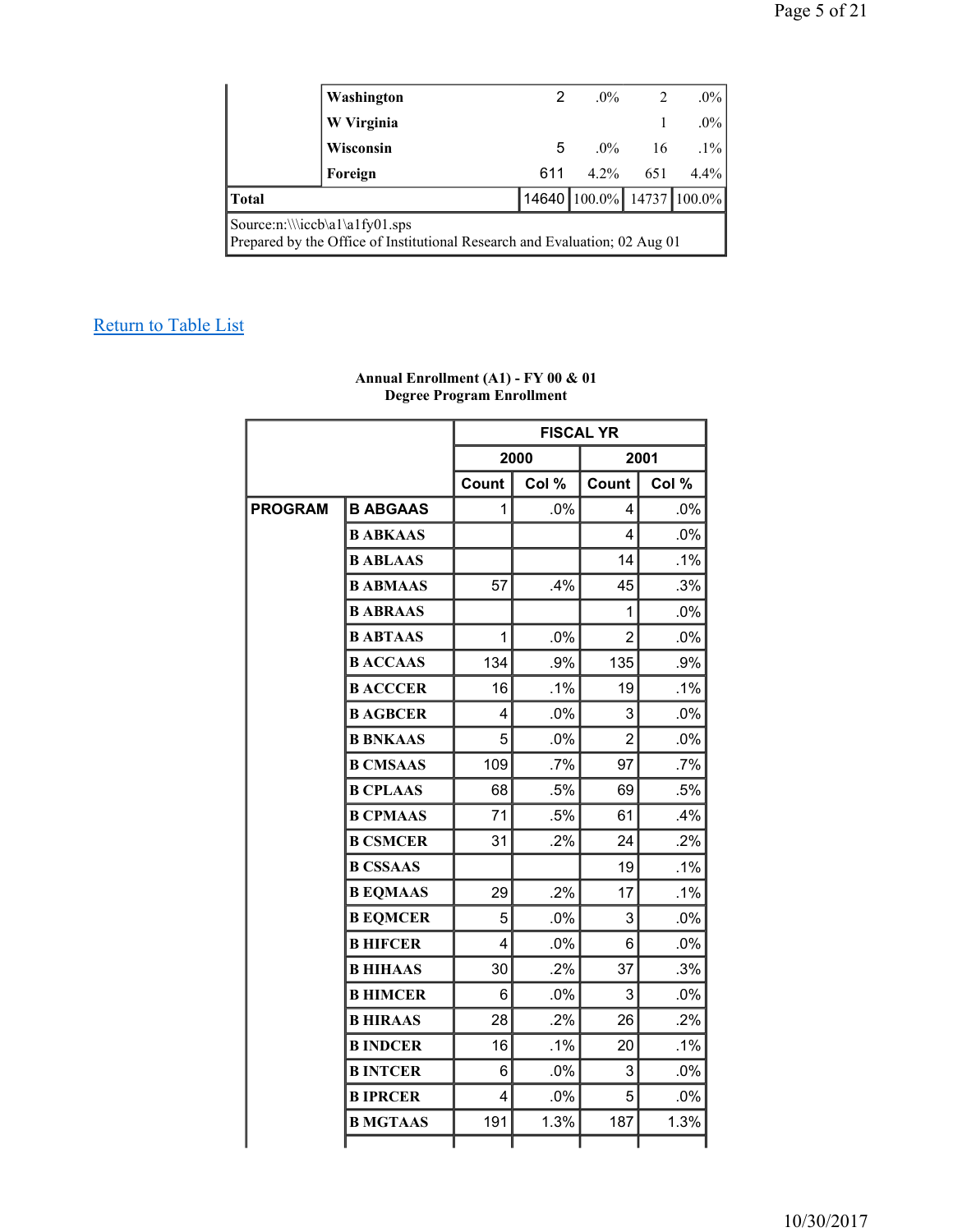| | | | | | |
|---|---|---|---|---|---|
| | Washington | 2 | .0% | 2 | .0% |
| | W Virginia | | | 1 | .0% |
| | Wisconsin | 5 | .0% | 16 | .1% |
| | Foreign | 611 | 4.2% | 651 | 4.4% |
| **Total** | | 14640 | 100.0% | 14737 | 100.0% |

Source:n:\\\iccb\a1\a1fy01.sps
Prepared by the Office of Institutional Research and Evaluation; 02 Aug 01

Return to Table List

**Annual Enrollment (A1) - FY 00 & 01**
**Degree Program Enrollment**

| | | FISCAL YR | | | |
|---|---|---|---|---|---|
| | | 2000 | | 2001 | |
| | | Count | Col % | Count | Col % |
| **PROGRAM** | **B ABGAAS** | 1 | .0% | 4 | .0% |
| | **B ABKAAS** | | | 4 | .0% |
| | **B ABLAAS** | | | 14 | .1% |
| | **B ABMAAS** | 57 | .4% | 45 | .3% |
| | **B ABRAAS** | | | 1 | .0% |
| | **B ABTAAS** | 1 | .0% | 2 | .0% |
| | **B ACCAAS** | 134 | .9% | 135 | .9% |
| | **B ACCCER** | 16 | .1% | 19 | .1% |
| | **B AGBCER** | 4 | .0% | 3 | .0% |
| | **B BNKAAS** | 5 | .0% | 2 | .0% |
| | **B CMSAAS** | 109 | .7% | 97 | .7% |
| | **B CPLAAS** | 68 | .5% | 69 | .5% |
| | **B CPMAAS** | 71 | .5% | 61 | .4% |
| | **B CSMCER** | 31 | .2% | 24 | .2% |
| | **B CSSAAS** | | | 19 | .1% |
| | **B EQMAAS** | 29 | .2% | 17 | .1% |
| | **B EQMCER** | 5 | .0% | 3 | .0% |
| | **B HIFCER** | 4 | .0% | 6 | .0% |
| | **B HIHAAS** | 30 | .2% | 37 | .3% |
| | **B HIMCER** | 6 | .0% | 3 | .0% |
| | **B HIRAAS** | 28 | .2% | 26 | .2% |
| | **B INDCER** | 16 | .1% | 20 | .1% |
| | **B INTCER** | 6 | .0% | 3 | .0% |
| | **B IPRCER** | 4 | .0% | 5 | .0% |
| | **B MGTAAS** | 191 | 1.3% | 187 | 1.3% |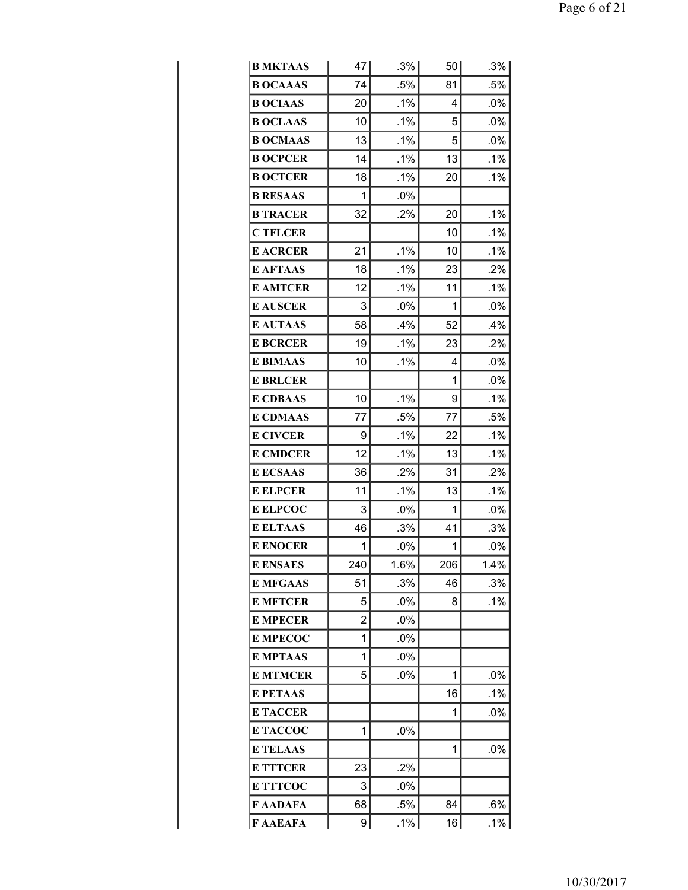| | | | | |
|---|---|---|---|---|
| **B MKTAAS** | 47 | .3% | 50 | .3% |
| **B OCAAAS** | 74 | .5% | 81 | .5% |
| **B OCIAAS** | 20 | .1% | 4 | .0% |
| **B OCLAAS** | 10 | .1% | 5 | .0% |
| **B OCMAAS** | 13 | .1% | 5 | .0% |
| **B OCPCER** | 14 | .1% | 13 | .1% |
| **B OCTCER** | 18 | .1% | 20 | .1% |
| **B RESAAS** | 1 | .0% | | |
| **B TRACER** | 32 | .2% | 20 | .1% |
| **C TFLCER** | | | 10 | .1% |
| **E ACRCER** | 21 | .1% | 10 | .1% |
| **E AFTAAS** | 18 | .1% | 23 | .2% |
| **E AMTCER** | 12 | .1% | 11 | .1% |
| **E AUSCER** | 3 | .0% | 1 | .0% |
| **E AUTAAS** | 58 | .4% | 52 | .4% |
| **E BCRCER** | 19 | .1% | 23 | .2% |
| **E BIMAAS** | 10 | .1% | 4 | .0% |
| **E BRLCER** | | | 1 | .0% |
| **E CDBAAS** | 10 | .1% | 9 | .1% |
| **E CDMAAS** | 77 | .5% | 77 | .5% |
| **E CIVCER** | 9 | .1% | 22 | .1% |
| **E CMDCER** | 12 | .1% | 13 | .1% |
| **E ECSAAS** | 36 | .2% | 31 | .2% |
| **E ELPCER** | 11 | .1% | 13 | .1% |
| **E ELPCOC** | 3 | .0% | 1 | .0% |
| **E ELTAAS** | 46 | .3% | 41 | .3% |
| **E ENOCER** | 1 | .0% | 1 | .0% |
| **E ENSAES** | 240 | 1.6% | 206 | 1.4% |
| **E MFGAAS** | 51 | .3% | 46 | .3% |
| **E MFTCER** | 5 | .0% | 8 | .1% |
| **E MPECER** | 2 | .0% | | |
| **E MPECOC** | 1 | .0% | | |
| **E MPTAAS** | 1 | .0% | | |
| **E MTMCER** | 5 | .0% | 1 | .0% |
| **E PETAAS** | | | 16 | .1% |
| **E TACCER** | | | 1 | .0% |
| **E TACCOC** | 1 | .0% | | |
| **E TELAAS** | | | 1 | .0% |
| **E TTTCER** | 23 | .2% | | |
| **E TTTCOC** | 3 | .0% | | |
| **F AADAFA** | 68 | .5% | 84 | .6% |
| **F AAEAFA** | 9 | .1% | 16 | .1% |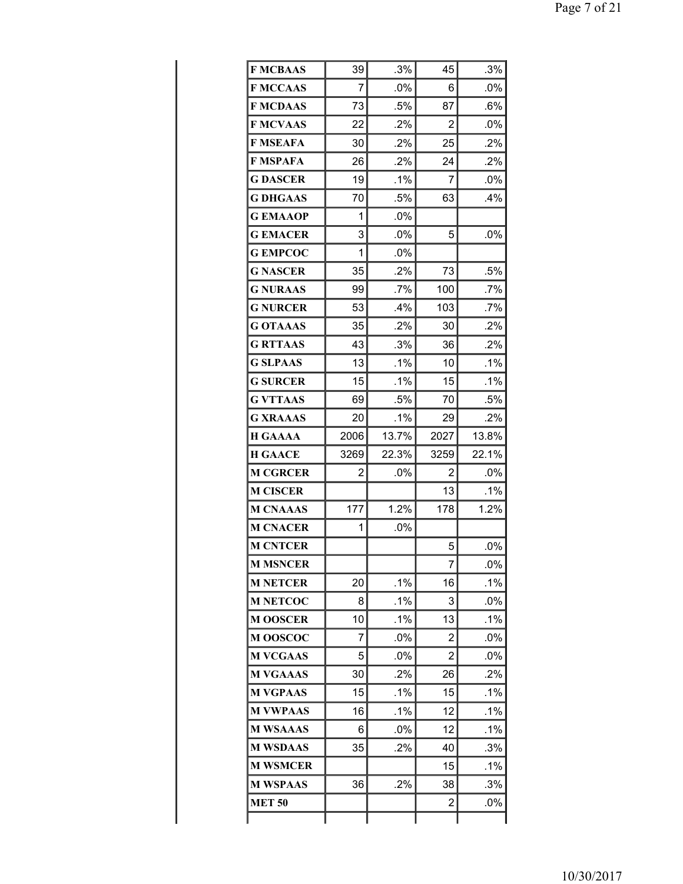| | | | | |
|---|---|---|---|---|
| **F MCBAAS** | 39 | .3% | 45 | .3% |
| **F MCCAAS** | 7 | .0% | 6 | .0% |
| **F MCDAAS** | 73 | .5% | 87 | .6% |
| **F MCVAAS** | 22 | .2% | 2 | .0% |
| **F MSEAFA** | 30 | .2% | 25 | .2% |
| **F MSPAFA** | 26 | .2% | 24 | .2% |
| **G DASCER** | 19 | .1% | 7 | .0% |
| **G DHGAAS** | 70 | .5% | 63 | .4% |
| **G EMAAOP** | 1 | .0% | | |
| **G EMACER** | 3 | .0% | 5 | .0% |
| **G EMPCOC** | 1 | .0% | | |
| **G NASCER** | 35 | .2% | 73 | .5% |
| **G NURAAS** | 99 | .7% | 100 | .7% |
| **G NURCER** | 53 | .4% | 103 | .7% |
| **G OTAAAS** | 35 | .2% | 30 | .2% |
| **G RTTAAS** | 43 | .3% | 36 | .2% |
| **G SLPAAS** | 13 | .1% | 10 | .1% |
| **G SURCER** | 15 | .1% | 15 | .1% |
| **G VTTAAS** | 69 | .5% | 70 | .5% |
| **G XRAAAS** | 20 | .1% | 29 | .2% |
| **H GAAAA** | 2006 | 13.7% | 2027 | 13.8% |
| **H GAACE** | 3269 | 22.3% | 3259 | 22.1% |
| **M CGRCER** | 2 | .0% | 2 | .0% |
| **M CISCER** | | | 13 | .1% |
| **M CNAAAS** | 177 | 1.2% | 178 | 1.2% |
| **M CNACER** | 1 | .0% | | |
| **M CNTCER** | | | 5 | .0% |
| **M MSNCER** | | | 7 | .0% |
| **M NETCER** | 20 | .1% | 16 | .1% |
| **M NETCOC** | 8 | .1% | 3 | .0% |
| **M OOSCER** | 10 | .1% | 13 | .1% |
| **M OOSCOC** | 7 | .0% | 2 | .0% |
| **M VCGAAS** | 5 | .0% | 2 | .0% |
| **M VGAAAS** | 30 | .2% | 26 | .2% |
| **M VGPAAS** | 15 | .1% | 15 | .1% |
| **M VWPAAS** | 16 | .1% | 12 | .1% |
| **M WSAAAS** | 6 | .0% | 12 | .1% |
| **M WSDAAS** | 35 | .2% | 40 | .3% |
| **M WSMCER** | | | 15 | .1% |
| **M WSPAAS** | 36 | .2% | 38 | .3% |
| **MET 50** | | | 2 | .0% |
| | | | | |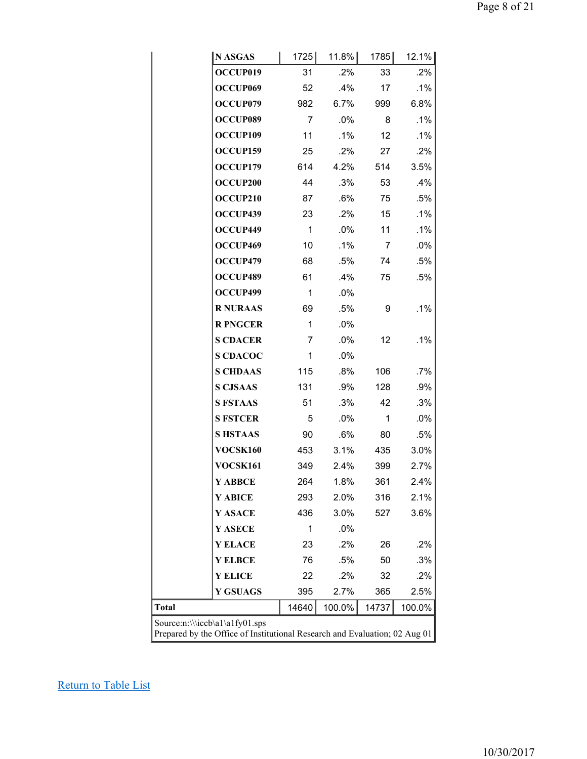| | | | | | |
|---|---|---|---|---|---|
| | N ASGAS | 1725 | 11.8% | 1785 | 12.1% |
| | OCCUP019 | 31 | .2% | 33 | .2% |
| | OCCUP069 | 52 | .4% | 17 | .1% |
| | OCCUP079 | 982 | 6.7% | 999 | 6.8% |
| | OCCUP089 | 7 | .0% | 8 | .1% |
| | OCCUP109 | 11 | .1% | 12 | .1% |
| | OCCUP159 | 25 | .2% | 27 | .2% |
| | OCCUP179 | 614 | 4.2% | 514 | 3.5% |
| | OCCUP200 | 44 | .3% | 53 | .4% |
| | OCCUP210 | 87 | .6% | 75 | .5% |
| | OCCUP439 | 23 | .2% | 15 | .1% |
| | OCCUP449 | 1 | .0% | 11 | .1% |
| | OCCUP469 | 10 | .1% | 7 | .0% |
| | OCCUP479 | 68 | .5% | 74 | .5% |
| | OCCUP489 | 61 | .4% | 75 | .5% |
| | OCCUP499 | 1 | .0% | | |
| | R NURAAS | 69 | .5% | 9 | .1% |
| | R PNGCER | 1 | .0% | | |
| | S CDACER | 7 | .0% | 12 | .1% |
| | S CDACOC | 1 | .0% | | |
| | S CHDAAS | 115 | .8% | 106 | .7% |
| | S CJSAAS | 131 | .9% | 128 | .9% |
| | S FSTAAS | 51 | .3% | 42 | .3% |
| | S FSTCER | 5 | .0% | 1 | .0% |
| | S HSTAAS | 90 | .6% | 80 | .5% |
| | VOCSK160 | 453 | 3.1% | 435 | 3.0% |
| | VOCSK161 | 349 | 2.4% | 399 | 2.7% |
| | Y ABBCE | 264 | 1.8% | 361 | 2.4% |
| | Y ABICE | 293 | 2.0% | 316 | 2.1% |
| | Y ASACE | 436 | 3.0% | 527 | 3.6% |
| | Y ASECE | 1 | .0% | | |
| | Y ELACE | 23 | .2% | 26 | .2% |
| | Y ELBCE | 76 | .5% | 50 | .3% |
| | Y ELICE | 22 | .2% | 32 | .2% |
| | Y GSUAGS | 395 | 2.7% | 365 | 2.5% |
| Total | | 14640 | 100.0% | 14737 | 100.0% |

Source:n:\\\iccb\a1\a1fy01.sps
Prepared by the Office of Institutional Research and Evaluation; 02 Aug 01

Return to Table List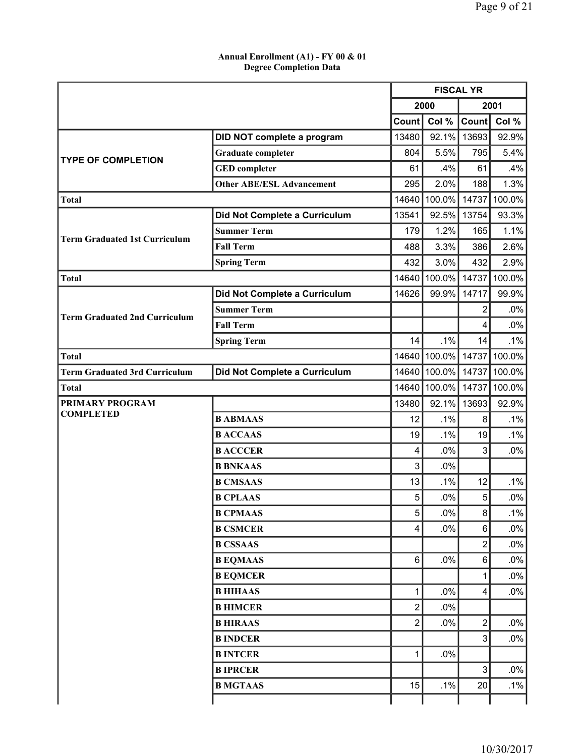**Annual Enrollment (A1) - FY 00 & 01**
**Degree Completion Data**

| | | FISCAL YR | | | |
|---|---|---|---|---|---|
| | | 2000 | | 2001 | |
| | | Count | Col % | Count | Col % |
| TYPE OF COMPLETION | DID NOT complete a program | 13480 | 92.1% | 13693 | 92.9% |
| | Graduate completer | 804 | 5.5% | 795 | 5.4% |
| | GED completer | 61 | .4% | 61 | .4% |
| | Other ABE/ESL Advancement | 295 | 2.0% | 188 | 1.3% |
| Total | | 14640 | 100.0% | 14737 | 100.0% |
| Term Graduated 1st Curriculum | Did Not Complete a Curriculum | 13541 | 92.5% | 13754 | 93.3% |
| | Summer Term | 179 | 1.2% | 165 | 1.1% |
| | Fall Term | 488 | 3.3% | 386 | 2.6% |
| | Spring Term | 432 | 3.0% | 432 | 2.9% |
| Total | | 14640 | 100.0% | 14737 | 100.0% |
| Term Graduated 2nd Curriculum | Did Not Complete a Curriculum | 14626 | 99.9% | 14717 | 99.9% |
| | Summer Term | | | 2 | .0% |
| | Fall Term | | | 4 | .0% |
| | Spring Term | 14 | .1% | 14 | .1% |
| Total | | 14640 | 100.0% | 14737 | 100.0% |
| Term Graduated 3rd Curriculum | Did Not Complete a Curriculum | 14640 | 100.0% | 14737 | 100.0% |
| Total | | 14640 | 100.0% | 14737 | 100.0% |
| PRIMARY PROGRAM COMPLETED | | 13480 | 92.1% | 13693 | 92.9% |
| | B ABMAAS | 12 | .1% | 8 | .1% |
| | B ACCAAS | 19 | .1% | 19 | .1% |
| | B ACCCER | 4 | .0% | 3 | .0% |
| | B BNKAAS | 3 | .0% | | |
| | B CMSAAS | 13 | .1% | 12 | .1% |
| | B CPLAAS | 5 | .0% | 5 | .0% |
| | B CPMAAS | 5 | .0% | 8 | .1% |
| | B CSMCER | 4 | .0% | 6 | .0% |
| | B CSSAAS | | | 2 | .0% |
| | B EQMAAS | 6 | .0% | 6 | .0% |
| | B EQMCER | | | 1 | .0% |
| | B HIHAAS | 1 | .0% | 4 | .0% |
| | B HIMCER | 2 | .0% | | |
| | B HIRAAS | 2 | .0% | 2 | .0% |
| | B INDCER | | | 3 | .0% |
| | B INTCER | 1 | .0% | | |
| | B IPRCER | | | 3 | .0% |
| | B MGTAAS | 15 | .1% | 20 | .1% |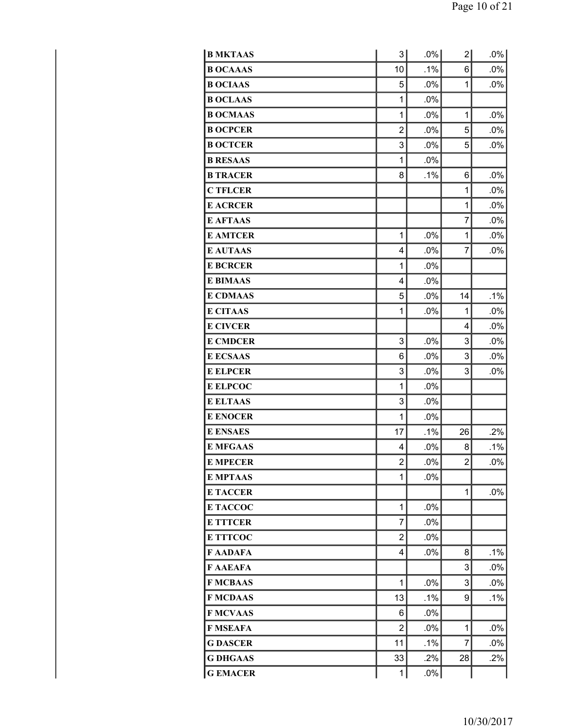| | | | | |
|---|---|---|---|---|
| **B MKTAAS** | 3 | .0% | 2 | .0% |
| **B OCAAAS** | 10 | .1% | 6 | .0% |
| **B OCIAAS** | 5 | .0% | 1 | .0% |
| **B OCLAAS** | 1 | .0% | | |
| **B OCMAAS** | 1 | .0% | 1 | .0% |
| **B OCPCER** | 2 | .0% | 5 | .0% |
| **B OCTCER** | 3 | .0% | 5 | .0% |
| **B RESAAS** | 1 | .0% | | |
| **B TRACER** | 8 | .1% | 6 | .0% |
| **C TFLCER** | | | 1 | .0% |
| **E ACRCER** | | | 1 | .0% |
| **E AFTAAS** | | | 7 | .0% |
| **E AMTCER** | 1 | .0% | 1 | .0% |
| **E AUTAAS** | 4 | .0% | 7 | .0% |
| **E BCRCER** | 1 | .0% | | |
| **E BIMAAS** | 4 | .0% | | |
| **E CDMAAS** | 5 | .0% | 14 | .1% |
| **E CITAAS** | 1 | .0% | 1 | .0% |
| **E CIVCER** | | | 4 | .0% |
| **E CMDCER** | 3 | .0% | 3 | .0% |
| **E ECSAAS** | 6 | .0% | 3 | .0% |
| **E ELPCER** | 3 | .0% | 3 | .0% |
| **E ELPCOC** | 1 | .0% | | |
| **E ELTAAS** | 3 | .0% | | |
| **E ENOCER** | 1 | .0% | | |
| **E ENSAES** | 17 | .1% | 26 | .2% |
| **E MFGAAS** | 4 | .0% | 8 | .1% |
| **E MPECER** | 2 | .0% | 2 | .0% |
| **E MPTAAS** | 1 | .0% | | |
| **E TACCER** | | | 1 | .0% |
| **E TACCOC** | 1 | .0% | | |
| **E TTTCER** | 7 | .0% | | |
| **E TTTCOC** | 2 | .0% | | |
| **F AADAFA** | 4 | .0% | 8 | .1% |
| **F AAEAFA** | | | 3 | .0% |
| **F MCBAAS** | 1 | .0% | 3 | .0% |
| **F MCDAAS** | 13 | .1% | 9 | .1% |
| **F MCVAAS** | 6 | .0% | | |
| **F MSEAFA** | 2 | .0% | 1 | .0% |
| **G DASCER** | 11 | .1% | 7 | .0% |
| **G DHGAAS** | 33 | .2% | 28 | .2% |
| **G EMACER** | 1 | .0% | | |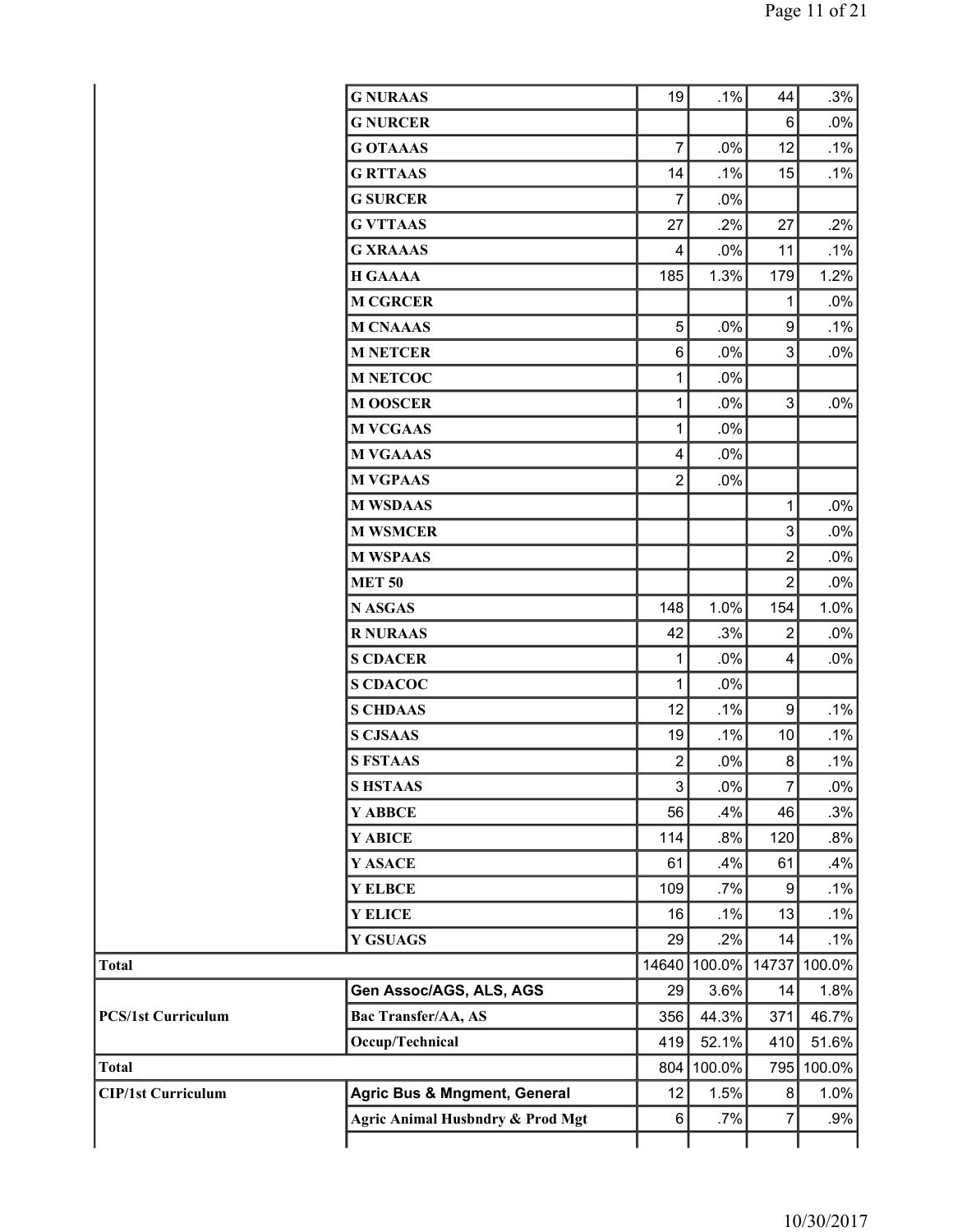| | | | | | |
|---|---|---|---|---|---|
| | G NURAAS | 19 | .1% | 44 | .3% |
| | G NURCER | | | 6 | .0% |
| | G OTAAAS | 7 | .0% | 12 | .1% |
| | G RTTAAS | 14 | .1% | 15 | .1% |
| | G SURCER | 7 | .0% | | |
| | G VTTAAS | 27 | .2% | 27 | .2% |
| | G XRAAAS | 4 | .0% | 11 | .1% |
| | H GAAAA | 185 | 1.3% | 179 | 1.2% |
| | M CGRCER | | | 1 | .0% |
| | M CNAAAS | 5 | .0% | 9 | .1% |
| | M NETCER | 6 | .0% | 3 | .0% |
| | M NETCOC | 1 | .0% | | |
| | M OOSCER | 1 | .0% | 3 | .0% |
| | M VCGAAS | 1 | .0% | | |
| | M VGAAAS | 4 | .0% | | |
| | M VGPAAS | 2 | .0% | | |
| | M WSDAAS | | | 1 | .0% |
| | M WSMCER | | | 3 | .0% |
| | M WSPAAS | | | 2 | .0% |
| | MET 50 | | | 2 | .0% |
| | N ASGAS | 148 | 1.0% | 154 | 1.0% |
| | R NURAAS | 42 | .3% | 2 | .0% |
| | S CDACER | 1 | .0% | 4 | .0% |
| | S CDACOC | 1 | .0% | | |
| | S CHDAAS | 12 | .1% | 9 | .1% |
| | S CJSAAS | 19 | .1% | 10 | .1% |
| | S FSTAAS | 2 | .0% | 8 | .1% |
| | S HSTAAS | 3 | .0% | 7 | .0% |
| | Y ABBCE | 56 | .4% | 46 | .3% |
| | Y ABICE | 114 | .8% | 120 | .8% |
| | Y ASACE | 61 | .4% | 61 | .4% |
| | Y ELBCE | 109 | .7% | 9 | .1% |
| | Y ELICE | 16 | .1% | 13 | .1% |
| | Y GSUAGS | 29 | .2% | 14 | .1% |
| Total | | 14640 | 100.0% | 14737 | 100.0% |
| PCS/1st Curriculum | Gen Assoc/AGS, ALS, AGS | 29 | 3.6% | 14 | 1.8% |
| | Bac Transfer/AA, AS | 356 | 44.3% | 371 | 46.7% |
| | Occup/Technical | 419 | 52.1% | 410 | 51.6% |
| Total | | 804 | 100.0% | 795 | 100.0% |
| CIP/1st Curriculum | Agric Bus & Mngment, General | 12 | 1.5% | 8 | 1.0% |
| | Agric Animal Husbndry & Prod Mgt | 6 | .7% | 7 | .9% |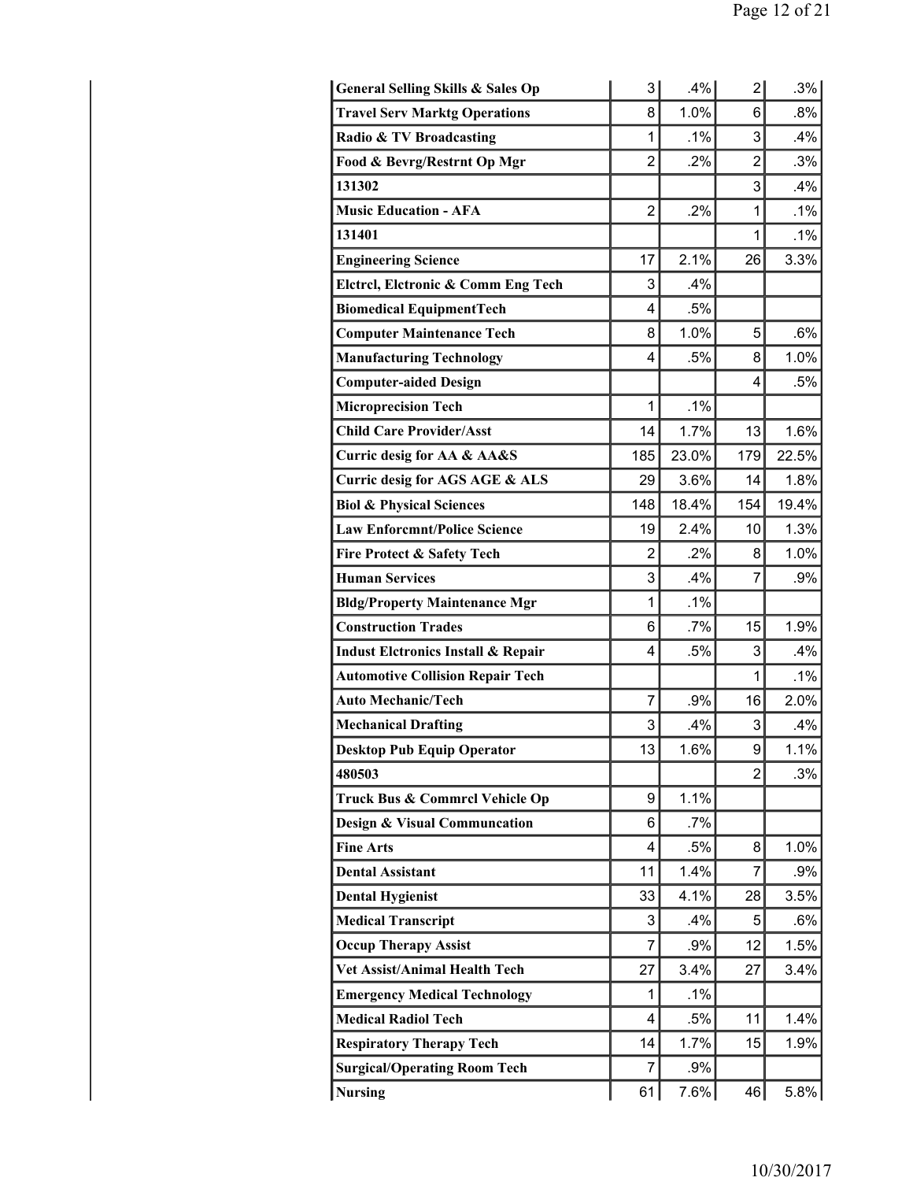| | | | | |
|---|---|---|---|---|
| General Selling Skills & Sales Op | 3 | .4% | 2 | .3% |
| Travel Serv Marktg Operations | 8 | 1.0% | 6 | .8% |
| Radio & TV Broadcasting | 1 | .1% | 3 | .4% |
| Food & Bevrg/Restrnt Op Mgr | 2 | .2% | 2 | .3% |
| 131302 | | | 3 | .4% |
| Music Education - AFA | 2 | .2% | 1 | .1% |
| 131401 | | | 1 | .1% |
| Engineering Science | 17 | 2.1% | 26 | 3.3% |
| Elctrcl, Elctronic & Comm Eng Tech | 3 | .4% | | |
| Biomedical EquipmentTech | 4 | .5% | | |
| Computer Maintenance Tech | 8 | 1.0% | 5 | .6% |
| Manufacturing Technology | 4 | .5% | 8 | 1.0% |
| Computer-aided Design | | | 4 | .5% |
| Microprecision Tech | 1 | .1% | | |
| Child Care Provider/Asst | 14 | 1.7% | 13 | 1.6% |
| Curric desig for AA & AA&S | 185 | 23.0% | 179 | 22.5% |
| Curric desig for AGS AGE & ALS | 29 | 3.6% | 14 | 1.8% |
| Biol & Physical Sciences | 148 | 18.4% | 154 | 19.4% |
| Law Enforcmnt/Police Science | 19 | 2.4% | 10 | 1.3% |
| Fire Protect & Safety Tech | 2 | .2% | 8 | 1.0% |
| Human Services | 3 | .4% | 7 | .9% |
| Bldg/Property Maintenance Mgr | 1 | .1% | | |
| Construction Trades | 6 | .7% | 15 | 1.9% |
| Indust Elctronics Install & Repair | 4 | .5% | 3 | .4% |
| Automotive Collision Repair Tech | | | 1 | .1% |
| Auto Mechanic/Tech | 7 | .9% | 16 | 2.0% |
| Mechanical Drafting | 3 | .4% | 3 | .4% |
| Desktop Pub Equip Operator | 13 | 1.6% | 9 | 1.1% |
| 480503 | | | 2 | .3% |
| Truck Bus & Commrcl Vehicle Op | 9 | 1.1% | | |
| Design & Visual Communcation | 6 | .7% | | |
| Fine Arts | 4 | .5% | 8 | 1.0% |
| Dental Assistant | 11 | 1.4% | 7 | .9% |
| Dental Hygienist | 33 | 4.1% | 28 | 3.5% |
| Medical Transcript | 3 | .4% | 5 | .6% |
| Occup Therapy Assist | 7 | .9% | 12 | 1.5% |
| Vet Assist/Animal Health Tech | 27 | 3.4% | 27 | 3.4% |
| Emergency Medical Technology | 1 | .1% | | |
| Medical Radiol Tech | 4 | .5% | 11 | 1.4% |
| Respiratory Therapy Tech | 14 | 1.7% | 15 | 1.9% |
| Surgical/Operating Room Tech | 7 | .9% | | |
| Nursing | 61 | 7.6% | 46 | 5.8% |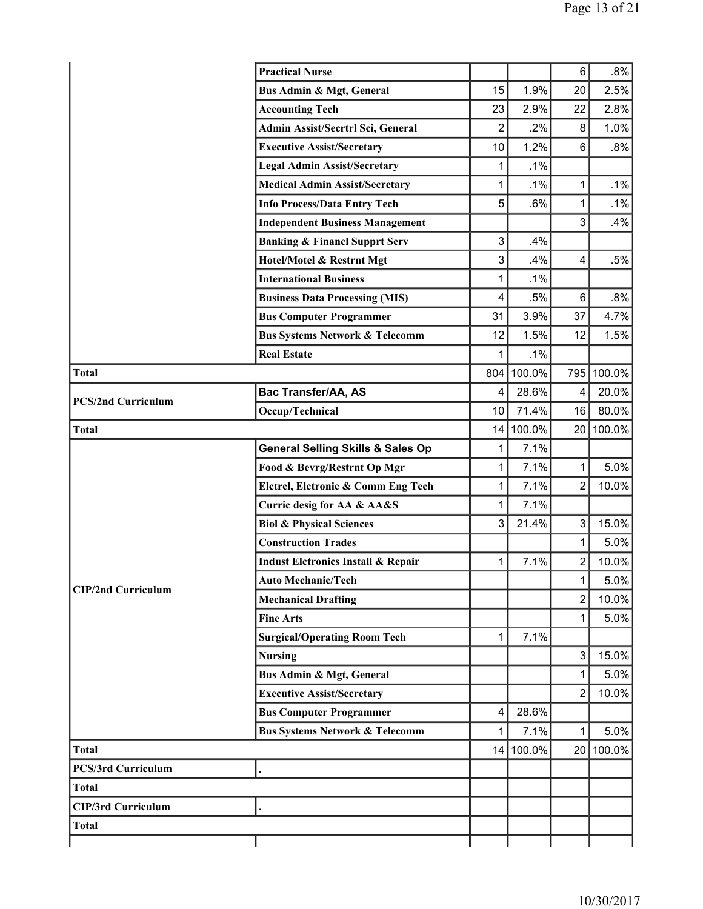| | | | | | |
|---|---|---|---|---|---|
| | Practical Nurse | | | 6 | .8% |
| | Bus Admin & Mgt, General | 15 | 1.9% | 20 | 2.5% |
| | Accounting Tech | 23 | 2.9% | 22 | 2.8% |
| | Admin Assist/Secrtrl Sci, General | 2 | .2% | 8 | 1.0% |
| | Executive Assist/Secretary | 10 | 1.2% | 6 | .8% |
| | Legal Admin Assist/Secretary | 1 | .1% | | |
| | Medical Admin Assist/Secretary | 1 | .1% | 1 | .1% |
| | Info Process/Data Entry Tech | 5 | .6% | 1 | .1% |
| | Independent Business Management | | | 3 | .4% |
| | Banking & Financl Supprt Serv | 3 | .4% | | |
| | Hotel/Motel & Restrnt Mgt | 3 | .4% | 4 | .5% |
| | International Business | 1 | .1% | | |
| | Business Data Processing (MIS) | 4 | .5% | 6 | .8% |
| | Bus Computer Programmer | 31 | 3.9% | 37 | 4.7% |
| | Bus Systems Network & Telecomm | 12 | 1.5% | 12 | 1.5% |
| | Real Estate | 1 | .1% | | |
| **Total** | | 804 | 100.0% | 795 | 100.0% |
| **PCS/2nd Curriculum** | Bac Transfer/AA, AS | 4 | 28.6% | 4 | 20.0% |
| | Occup/Technical | 10 | 71.4% | 16 | 80.0% |
| **Total** | | 14 | 100.0% | 20 | 100.0% |
| **CIP/2nd Curriculum** | General Selling Skills & Sales Op | 1 | 7.1% | | |
| | Food & Bevrg/Restrnt Op Mgr | 1 | 7.1% | 1 | 5.0% |
| | Elctrcl, Elctronic & Comm Eng Tech | 1 | 7.1% | 2 | 10.0% |
| | Curric desig for AA & AA&S | 1 | 7.1% | | |
| | Biol & Physical Sciences | 3 | 21.4% | 3 | 15.0% |
| | Construction Trades | | | 1 | 5.0% |
| | Indust Elctronics Install & Repair | 1 | 7.1% | 2 | 10.0% |
| | Auto Mechanic/Tech | | | 1 | 5.0% |
| | Mechanical Drafting | | | 2 | 10.0% |
| | Fine Arts | | | 1 | 5.0% |
| | Surgical/Operating Room Tech | 1 | 7.1% | | |
| | Nursing | | | 3 | 15.0% |
| | Bus Admin & Mgt, General | | | 1 | 5.0% |
| | Executive Assist/Secretary | | | 2 | 10.0% |
| | Bus Computer Programmer | 4 | 28.6% | | |
| | Bus Systems Network & Telecomm | 1 | 7.1% | 1 | 5.0% |
| **Total** | | 14 | 100.0% | 20 | 100.0% |
| **PCS/3rd Curriculum** | . | | | | |
| **Total** | | | | | |
| **CIP/3rd Curriculum** | . | | | | |
| **Total** | | | | | |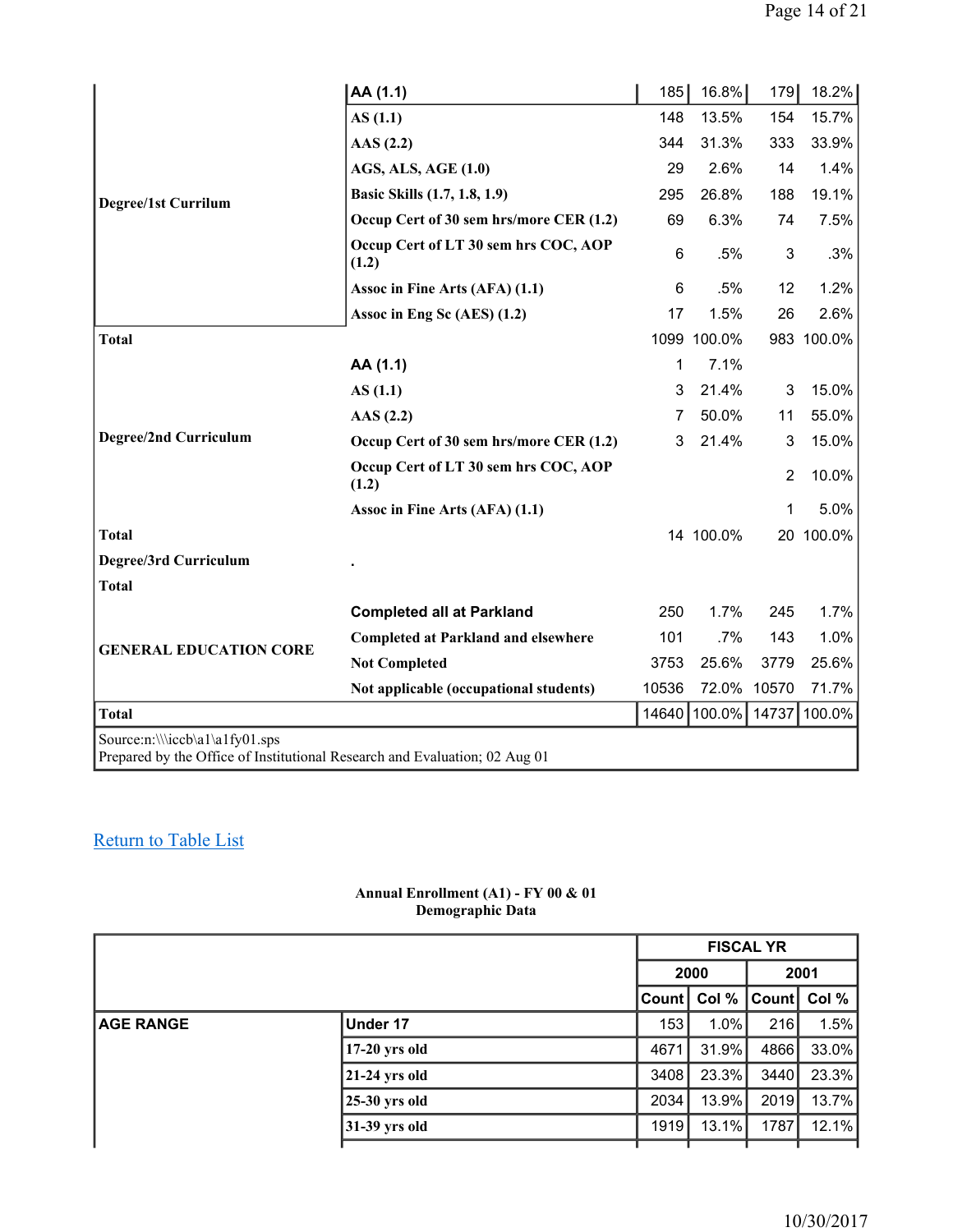| | | | | | |
|---|---|---|---|---|---|
| Degree/1st Currilum | AA (1.1) | 185 | 16.8% | 179 | 18.2% |
| | AS (1.1) | 148 | 13.5% | 154 | 15.7% |
| | AAS (2.2) | 344 | 31.3% | 333 | 33.9% |
| | AGS, ALS, AGE (1.0) | 29 | 2.6% | 14 | 1.4% |
| | Basic Skills (1.7, 1.8, 1.9) | 295 | 26.8% | 188 | 19.1% |
| | Occup Cert of 30 sem hrs/more CER (1.2) | 69 | 6.3% | 74 | 7.5% |
| | Occup Cert of LT 30 sem hrs COC, AOP (1.2) | 6 | .5% | 3 | .3% |
| | Assoc in Fine Arts (AFA) (1.1) | 6 | .5% | 12 | 1.2% |
| | Assoc in Eng Sc (AES) (1.2) | 17 | 1.5% | 26 | 2.6% |
| Total | | 1099 | 100.0% | 983 | 100.0% |
| Degree/2nd Curriculum | AA (1.1) | 1 | 7.1% | | |
| | AS (1.1) | 3 | 21.4% | 3 | 15.0% |
| | AAS (2.2) | 7 | 50.0% | 11 | 55.0% |
| | Occup Cert of 30 sem hrs/more CER (1.2) | 3 | 21.4% | 3 | 15.0% |
| | Occup Cert of LT 30 sem hrs COC, AOP (1.2) | | | 2 | 10.0% |
| | Assoc in Fine Arts (AFA) (1.1) | | | 1 | 5.0% |
| Total | | 14 | 100.0% | 20 | 100.0% |
| Degree/3rd Curriculum | . | | | | |
| Total | | | | | |
| GENERAL EDUCATION CORE | Completed all at Parkland | 250 | 1.7% | 245 | 1.7% |
| | Completed at Parkland and elsewhere | 101 | .7% | 143 | 1.0% |
| | Not Completed | 3753 | 25.6% | 3779 | 25.6% |
| | Not applicable (occupational students) | 10536 | 72.0% | 10570 | 71.7% |
| Total | | 14640 | 100.0% | 14737 | 100.0% |

Source:n:\\\iccb\a1\a1fy01.sps
Prepared by the Office of Institutional Research and Evaluation; 02 Aug 01

Return to Table List

**Annual Enrollment (A1) - FY 00 & 01**
**Demographic Data**

| | | FISCAL YR | | | |
|---|---|---|---|---|---|
| | | 2000 | | 2001 | |
| | | Count | Col % | Count | Col % |
| AGE RANGE | Under 17 | 153 | 1.0% | 216 | 1.5% |
| | 17-20 yrs old | 4671 | 31.9% | 4866 | 33.0% |
| | 21-24 yrs old | 3408 | 23.3% | 3440 | 23.3% |
| | 25-30 yrs old | 2034 | 13.9% | 2019 | 13.7% |
| | 31-39 yrs old | 1919 | 13.1% | 1787 | 12.1% |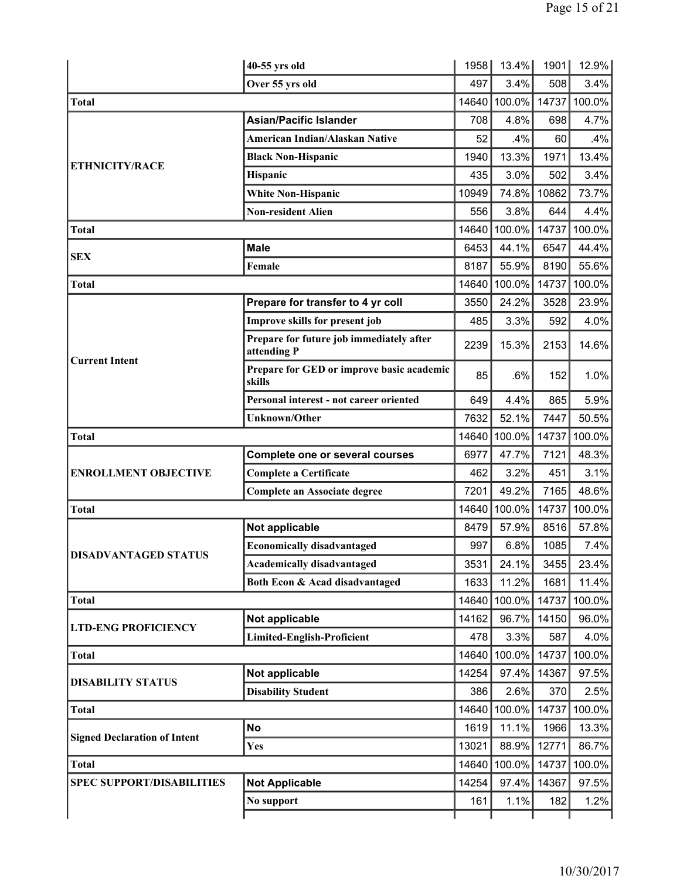| | | | | | |
|---|---|---|---|---|---|
| | **40-55 yrs old** | 1958 | 13.4% | 1901 | 12.9% |
| | **Over 55 yrs old** | 497 | 3.4% | 508 | 3.4% |
| **Total** | | 14640 | 100.0% | 14737 | 100.0% |
| **ETHNICITY/RACE** | **Asian/Pacific Islander** | 708 | 4.8% | 698 | 4.7% |
| | **American Indian/Alaskan Native** | 52 | .4% | 60 | .4% |
| | **Black Non-Hispanic** | 1940 | 13.3% | 1971 | 13.4% |
| | **Hispanic** | 435 | 3.0% | 502 | 3.4% |
| | **White Non-Hispanic** | 10949 | 74.8% | 10862 | 73.7% |
| | **Non-resident Alien** | 556 | 3.8% | 644 | 4.4% |
| **Total** | | 14640 | 100.0% | 14737 | 100.0% |
| **SEX** | **Male** | 6453 | 44.1% | 6547 | 44.4% |
| | **Female** | 8187 | 55.9% | 8190 | 55.6% |
| **Total** | | 14640 | 100.0% | 14737 | 100.0% |
| **Current Intent** | **Prepare for transfer to 4 yr coll** | 3550 | 24.2% | 3528 | 23.9% |
| | **Improve skills for present job** | 485 | 3.3% | 592 | 4.0% |
| | **Prepare for future job immediately after attending P** | 2239 | 15.3% | 2153 | 14.6% |
| | **Prepare for GED or improve basic academic skills** | 85 | .6% | 152 | 1.0% |
| | **Personal interest - not career oriented** | 649 | 4.4% | 865 | 5.9% |
| | **Unknown/Other** | 7632 | 52.1% | 7447 | 50.5% |
| **Total** | | 14640 | 100.0% | 14737 | 100.0% |
| **ENROLLMENT OBJECTIVE** | **Complete one or several courses** | 6977 | 47.7% | 7121 | 48.3% |
| | **Complete a Certificate** | 462 | 3.2% | 451 | 3.1% |
| | **Complete an Associate degree** | 7201 | 49.2% | 7165 | 48.6% |
| **Total** | | 14640 | 100.0% | 14737 | 100.0% |
| **DISADVANTAGED STATUS** | **Not applicable** | 8479 | 57.9% | 8516 | 57.8% |
| | **Economically disadvantaged** | 997 | 6.8% | 1085 | 7.4% |
| | **Academically disadvantaged** | 3531 | 24.1% | 3455 | 23.4% |
| | **Both Econ & Acad disadvantaged** | 1633 | 11.2% | 1681 | 11.4% |
| **Total** | | 14640 | 100.0% | 14737 | 100.0% |
| **LTD-ENG PROFICIENCY** | **Not applicable** | 14162 | 96.7% | 14150 | 96.0% |
| | **Limited-English-Proficient** | 478 | 3.3% | 587 | 4.0% |
| **Total** | | 14640 | 100.0% | 14737 | 100.0% |
| **DISABILITY STATUS** | **Not applicable** | 14254 | 97.4% | 14367 | 97.5% |
| | **Disability Student** | 386 | 2.6% | 370 | 2.5% |
| **Total** | | 14640 | 100.0% | 14737 | 100.0% |
| **Signed Declaration of Intent** | **No** | 1619 | 11.1% | 1966 | 13.3% |
| | **Yes** | 13021 | 88.9% | 12771 | 86.7% |
| **Total** | | 14640 | 100.0% | 14737 | 100.0% |
| **SPEC SUPPORT/DISABILITIES** | **Not Applicable** | 14254 | 97.4% | 14367 | 97.5% |
| | **No support** | 161 | 1.1% | 182 | 1.2% |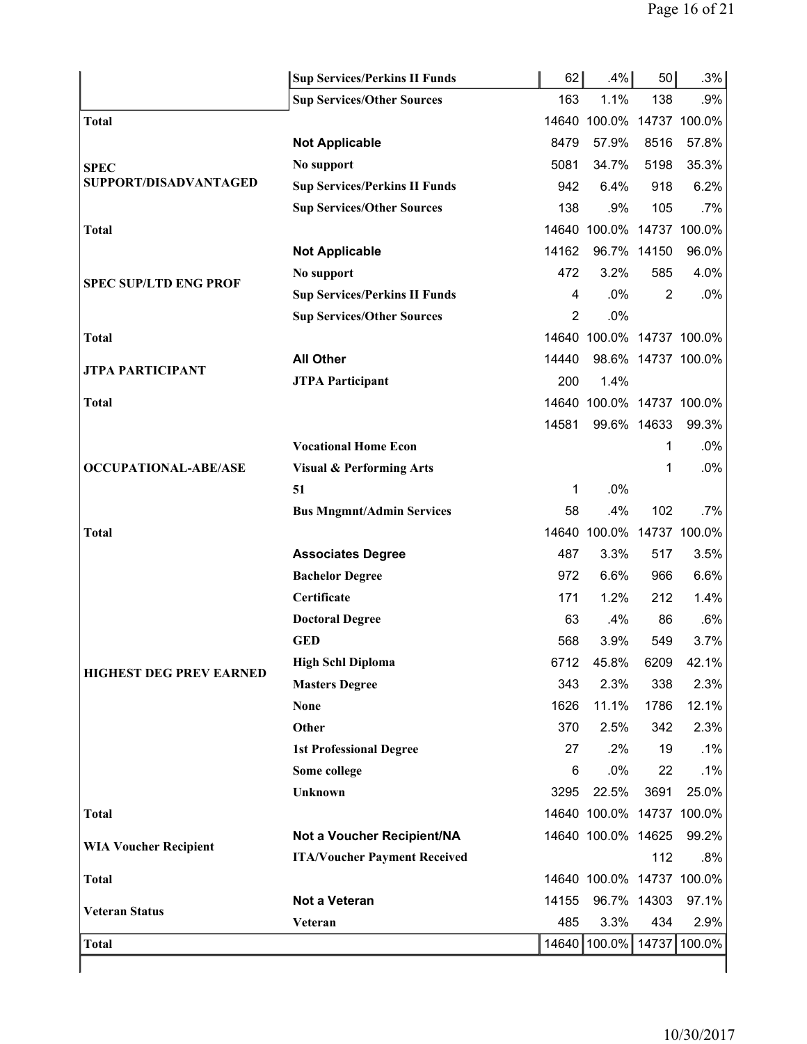| | | | | | |
|---|---|---|---|---|---|
| | **Sup Services/Perkins II Funds** | 62 | .4% | 50 | .3% |
| | **Sup Services/Other Sources** | 163 | 1.1% | 138 | .9% |
| **Total** | | 14640 | 100.0% | 14737 | 100.0% |
| **SPEC SUPPORT/DISADVANTAGED** | **Not Applicable** | 8479 | 57.9% | 8516 | 57.8% |
| | **No support** | 5081 | 34.7% | 5198 | 35.3% |
| | **Sup Services/Perkins II Funds** | 942 | 6.4% | 918 | 6.2% |
| | **Sup Services/Other Sources** | 138 | .9% | 105 | .7% |
| **Total** | | 14640 | 100.0% | 14737 | 100.0% |
| **SPEC SUP/LTD ENG PROF** | **Not Applicable** | 14162 | 96.7% | 14150 | 96.0% |
| | **No support** | 472 | 3.2% | 585 | 4.0% |
| | **Sup Services/Perkins II Funds** | 4 | .0% | 2 | .0% |
| | **Sup Services/Other Sources** | 2 | .0% | | |
| **Total** | | 14640 | 100.0% | 14737 | 100.0% |
| **JTPA PARTICIPANT** | **All Other** | 14440 | 98.6% | 14737 | 100.0% |
| | **JTPA Participant** | 200 | 1.4% | | |
| **Total** | | 14640 | 100.0% | 14737 | 100.0% |
| **OCCUPATIONAL-ABE/ASE** | | 14581 | 99.6% | 14633 | 99.3% |
| | **Vocational Home Econ** | | | 1 | .0% |
| | **Visual & Performing Arts** | | | 1 | .0% |
| | **51** | 1 | .0% | | |
| | **Bus Mngmnt/Admin Services** | 58 | .4% | 102 | .7% |
| **Total** | | 14640 | 100.0% | 14737 | 100.0% |
| **HIGHEST DEG PREV EARNED** | **Associates Degree** | 487 | 3.3% | 517 | 3.5% |
| | **Bachelor Degree** | 972 | 6.6% | 966 | 6.6% |
| | **Certificate** | 171 | 1.2% | 212 | 1.4% |
| | **Doctoral Degree** | 63 | .4% | 86 | .6% |
| | **GED** | 568 | 3.9% | 549 | 3.7% |
| | **High Schl Diploma** | 6712 | 45.8% | 6209 | 42.1% |
| | **Masters Degree** | 343 | 2.3% | 338 | 2.3% |
| | **None** | 1626 | 11.1% | 1786 | 12.1% |
| | **Other** | 370 | 2.5% | 342 | 2.3% |
| | **1st Professional Degree** | 27 | .2% | 19 | .1% |
| | **Some college** | 6 | .0% | 22 | .1% |
| | **Unknown** | 3295 | 22.5% | 3691 | 25.0% |
| **Total** | | 14640 | 100.0% | 14737 | 100.0% |
| **WIA Voucher Recipient** | **Not a Voucher Recipient/NA** | 14640 | 100.0% | 14625 | 99.2% |
| | **ITA/Voucher Payment Received** | | | 112 | .8% |
| **Total** | | 14640 | 100.0% | 14737 | 100.0% |
| **Veteran Status** | **Not a Veteran** | 14155 | 96.7% | 14303 | 97.1% |
| | **Veteran** | 485 | 3.3% | 434 | 2.9% |
| **Total** | | 14640 | 100.0% | 14737 | 100.0% |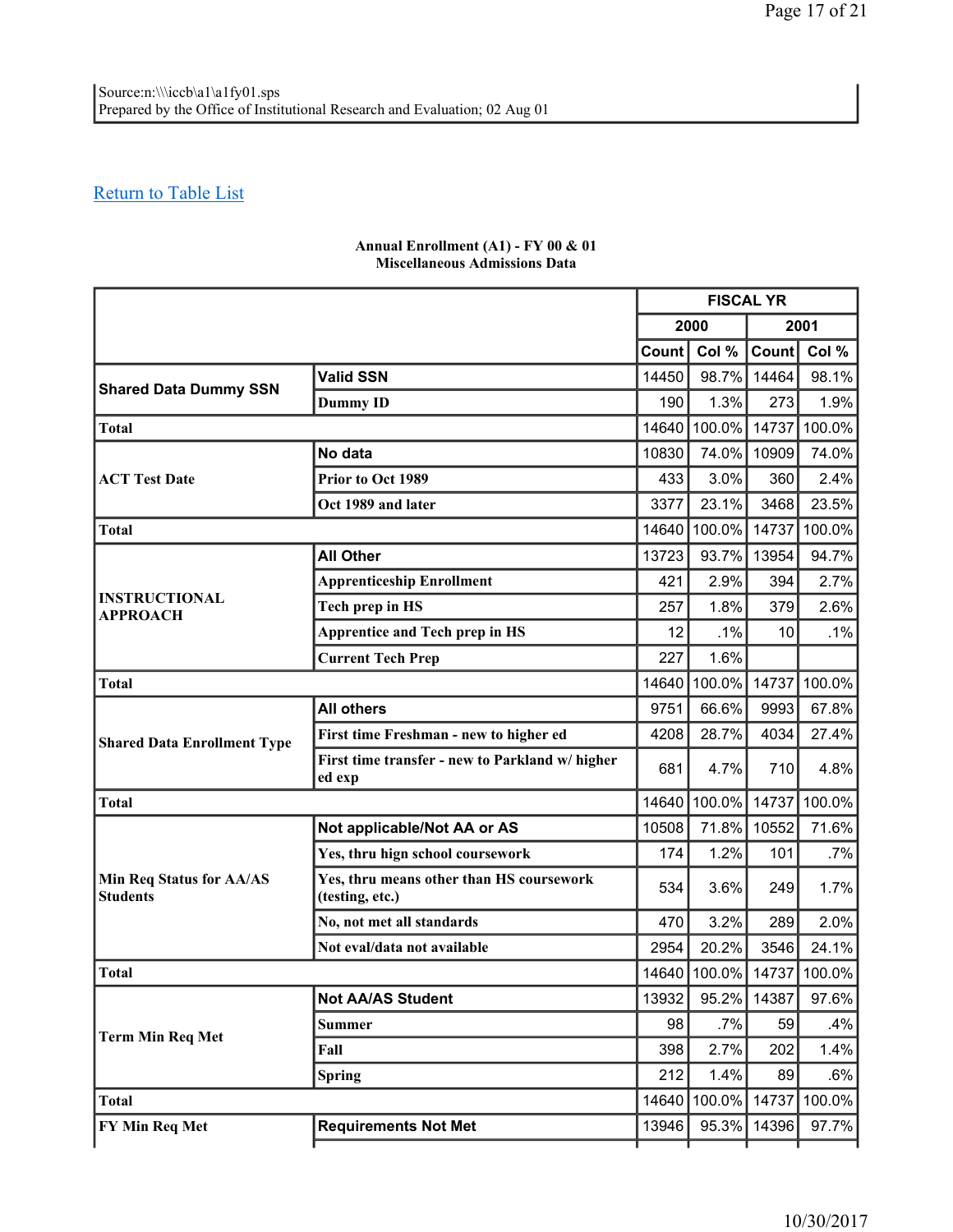Source:n:\\\iccb\a1\a1fy01.sps
Prepared by the Office of Institutional Research and Evaluation; 02 Aug 01

Return to Table List

**Annual Enrollment (A1) - FY 00 & 01**
**Miscellaneous Admissions Data**

| | | FISCAL YR | | | |
|---|---|---|---|---|---|
| | | 2000 | | 2001 | |
| | | Count | Col % | Count | Col % |
| Shared Data Dummy SSN | Valid SSN | 14450 | 98.7% | 14464 | 98.1% |
| | Dummy ID | 190 | 1.3% | 273 | 1.9% |
| Total | | 14640 | 100.0% | 14737 | 100.0% |
| ACT Test Date | No data | 10830 | 74.0% | 10909 | 74.0% |
| | Prior to Oct 1989 | 433 | 3.0% | 360 | 2.4% |
| | Oct 1989 and later | 3377 | 23.1% | 3468 | 23.5% |
| Total | | 14640 | 100.0% | 14737 | 100.0% |
| INSTRUCTIONAL APPROACH | All Other | 13723 | 93.7% | 13954 | 94.7% |
| | Apprenticeship Enrollment | 421 | 2.9% | 394 | 2.7% |
| | Tech prep in HS | 257 | 1.8% | 379 | 2.6% |
| | Apprentice and Tech prep in HS | 12 | .1% | 10 | .1% |
| | Current Tech Prep | 227 | 1.6% | | |
| Total | | 14640 | 100.0% | 14737 | 100.0% |
| Shared Data Enrollment Type | All others | 9751 | 66.6% | 9993 | 67.8% |
| | First time Freshman - new to higher ed | 4208 | 28.7% | 4034 | 27.4% |
| | First time transfer - new to Parkland w/ higher ed exp | 681 | 4.7% | 710 | 4.8% |
| Total | | 14640 | 100.0% | 14737 | 100.0% |
| Min Req Status for AA/AS Students | Not applicable/Not AA or AS | 10508 | 71.8% | 10552 | 71.6% |
| | Yes, thru hign school coursework | 174 | 1.2% | 101 | .7% |
| | Yes, thru means other than HS coursework (testing, etc.) | 534 | 3.6% | 249 | 1.7% |
| | No, not met all standards | 470 | 3.2% | 289 | 2.0% |
| | Not eval/data not available | 2954 | 20.2% | 3546 | 24.1% |
| Total | | 14640 | 100.0% | 14737 | 100.0% |
| Term Min Req Met | Not AA/AS Student | 13932 | 95.2% | 14387 | 97.6% |
| | Summer | 98 | .7% | 59 | .4% |
| | Fall | 398 | 2.7% | 202 | 1.4% |
| | Spring | 212 | 1.4% | 89 | .6% |
| Total | | 14640 | 100.0% | 14737 | 100.0% |
| FY Min Req Met | Requirements Not Met | 13946 | 95.3% | 14396 | 97.7% |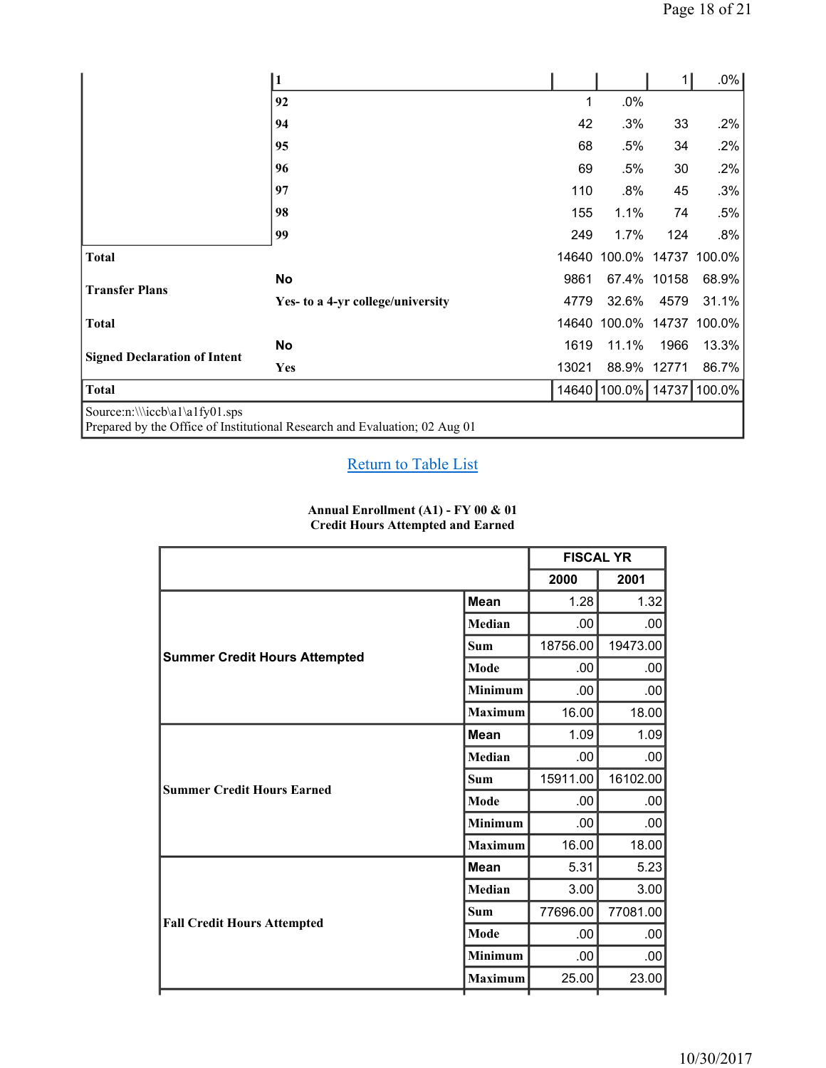| | | | | | |
|---|---|---|---|---|---|
| | 1 | | | 1 | .0% |
| | 92 | 1 | .0% | | |
| | 94 | 42 | .3% | 33 | .2% |
| | 95 | 68 | .5% | 34 | .2% |
| | 96 | 69 | .5% | 30 | .2% |
| | 97 | 110 | .8% | 45 | .3% |
| | 98 | 155 | 1.1% | 74 | .5% |
| | 99 | 249 | 1.7% | 124 | .8% |
| Total | | 14640 | 100.0% | 14737 | 100.0% |
| Transfer Plans | No | 9861 | 67.4% | 10158 | 68.9% |
| | Yes- to a 4-yr college/university | 4779 | 32.6% | 4579 | 31.1% |
| Total | | 14640 | 100.0% | 14737 | 100.0% |
| Signed Declaration of Intent | No | 1619 | 11.1% | 1966 | 13.3% |
| | Yes | 13021 | 88.9% | 12771 | 86.7% |
| Total | | 14640 | 100.0% | 14737 | 100.0% |

Source:n:\\\iccb\a1\a1fy01.sps
Prepared by the Office of Institutional Research and Evaluation; 02 Aug 01

Return to Table List

**Annual Enrollment (A1) - FY 00 & 01**
**Credit Hours Attempted and Earned**

| | | FISCAL YR | |
|---|---|---|---|
| | | 2000 | 2001 |
| Summer Credit Hours Attempted | Mean | 1.28 | 1.32 |
| | Median | .00 | .00 |
| | Sum | 18756.00 | 19473.00 |
| | Mode | .00 | .00 |
| | Minimum | .00 | .00 |
| | Maximum | 16.00 | 18.00 |
| Summer Credit Hours Earned | Mean | 1.09 | 1.09 |
| | Median | .00 | .00 |
| | Sum | 15911.00 | 16102.00 |
| | Mode | .00 | .00 |
| | Minimum | .00 | .00 |
| | Maximum | 16.00 | 18.00 |
| Fall Credit Hours Attempted | Mean | 5.31 | 5.23 |
| | Median | 3.00 | 3.00 |
| | Sum | 77696.00 | 77081.00 |
| | Mode | .00 | .00 |
| | Minimum | .00 | .00 |
| | Maximum | 25.00 | 23.00 |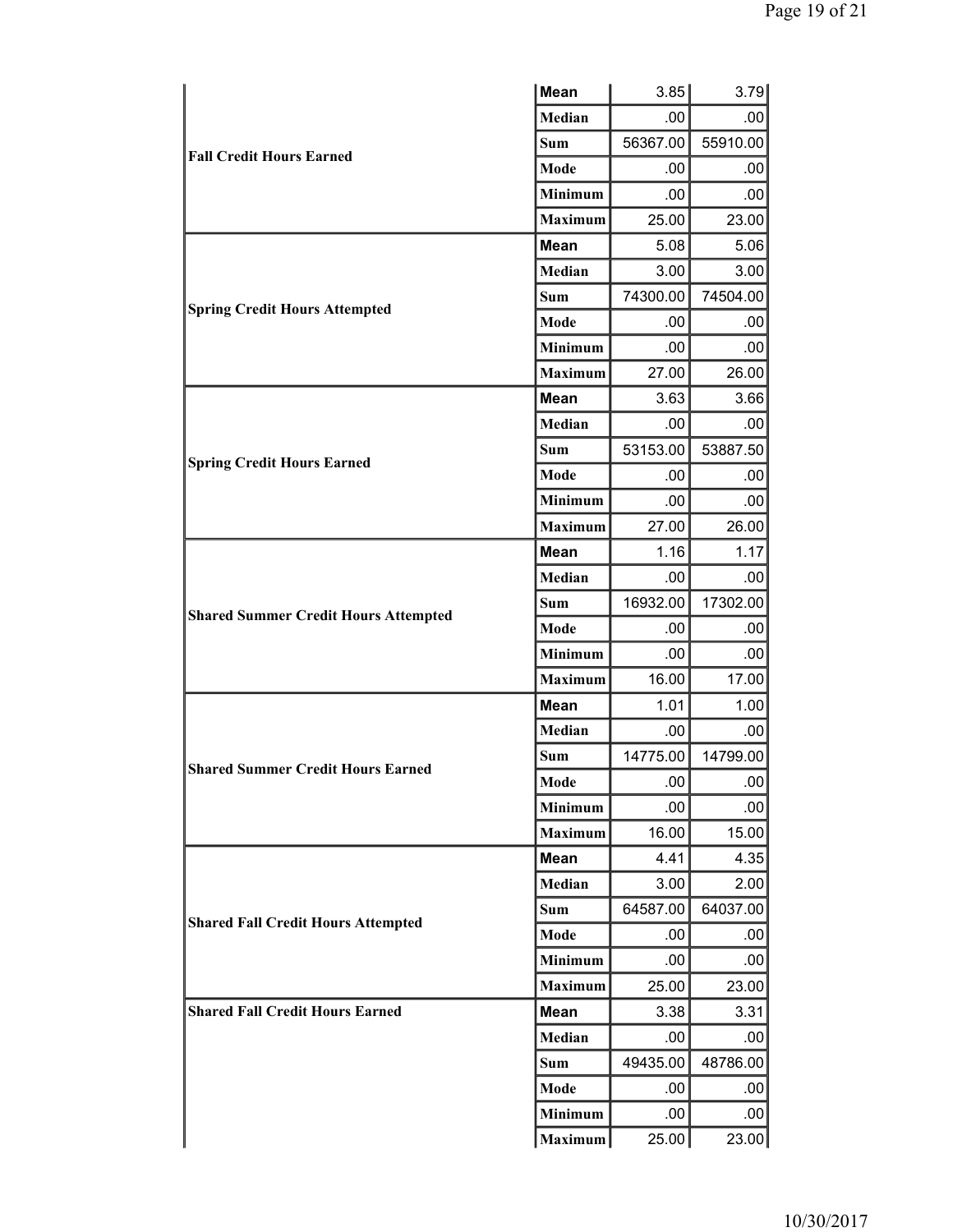| | | | |
|---|---|---|---|
| Fall Credit Hours Earned | Mean | 3.85 | 3.79 |
| | Median | .00 | .00 |
| | Sum | 56367.00 | 55910.00 |
| | Mode | .00 | .00 |
| | Minimum | .00 | .00 |
| | Maximum | 25.00 | 23.00 |
| Spring Credit Hours Attempted | Mean | 5.08 | 5.06 |
| | Median | 3.00 | 3.00 |
| | Sum | 74300.00 | 74504.00 |
| | Mode | .00 | .00 |
| | Minimum | .00 | .00 |
| | Maximum | 27.00 | 26.00 |
| Spring Credit Hours Earned | Mean | 3.63 | 3.66 |
| | Median | .00 | .00 |
| | Sum | 53153.00 | 53887.50 |
| | Mode | .00 | .00 |
| | Minimum | .00 | .00 |
| | Maximum | 27.00 | 26.00 |
| Shared Summer Credit Hours Attempted | Mean | 1.16 | 1.17 |
| | Median | .00 | .00 |
| | Sum | 16932.00 | 17302.00 |
| | Mode | .00 | .00 |
| | Minimum | .00 | .00 |
| | Maximum | 16.00 | 17.00 |
| Shared Summer Credit Hours Earned | Mean | 1.01 | 1.00 |
| | Median | .00 | .00 |
| | Sum | 14775.00 | 14799.00 |
| | Mode | .00 | .00 |
| | Minimum | .00 | .00 |
| | Maximum | 16.00 | 15.00 |
| Shared Fall Credit Hours Attempted | Mean | 4.41 | 4.35 |
| | Median | 3.00 | 2.00 |
| | Sum | 64587.00 | 64037.00 |
| | Mode | .00 | .00 |
| | Minimum | .00 | .00 |
| | Maximum | 25.00 | 23.00 |
| Shared Fall Credit Hours Earned | Mean | 3.38 | 3.31 |
| | Median | .00 | .00 |
| | Sum | 49435.00 | 48786.00 |
| | Mode | .00 | .00 |
| | Minimum | .00 | .00 |
| | Maximum | 25.00 | 23.00 |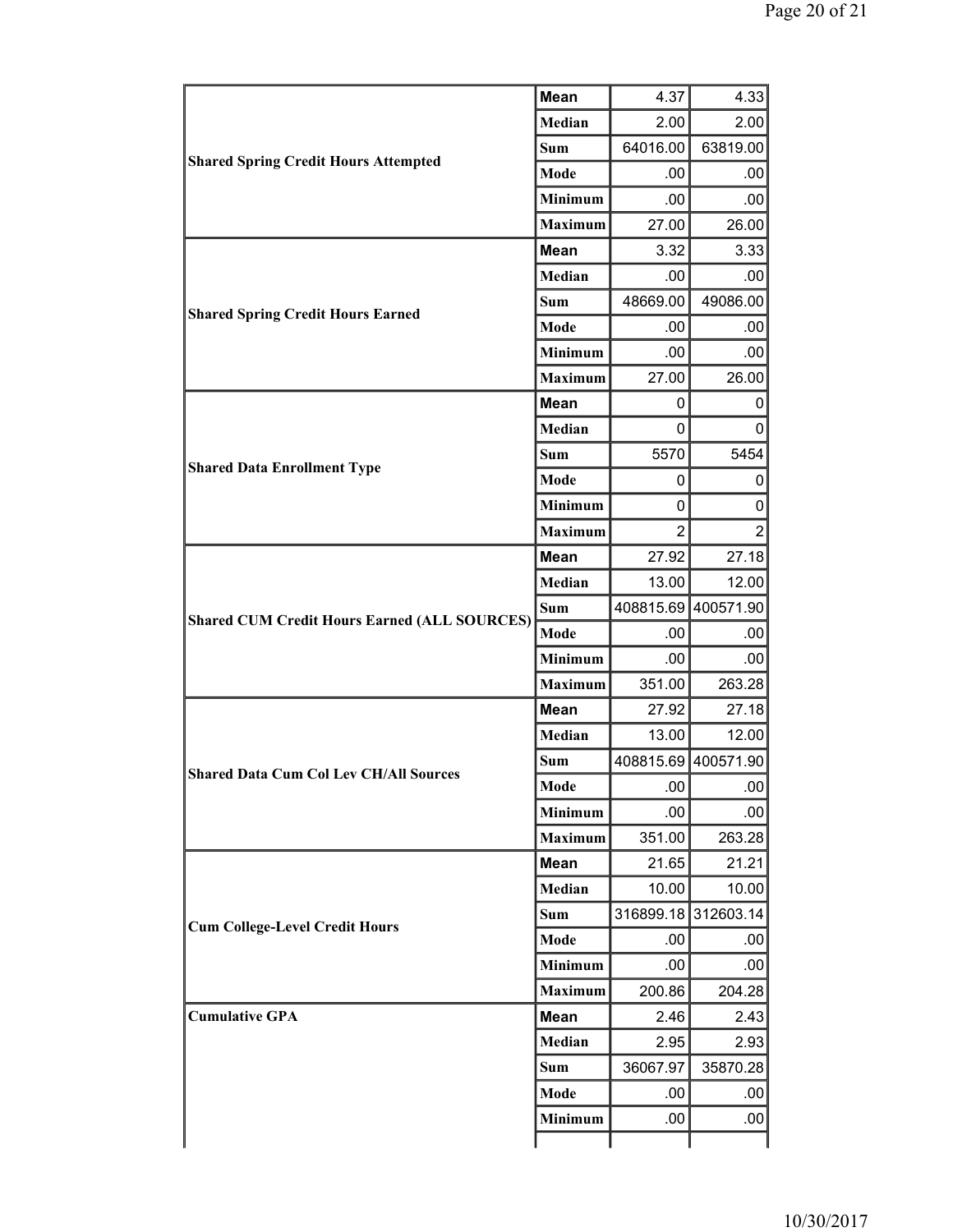| | | | |
|---|---|---|---|
| **Shared Spring Credit Hours Attempted** | **Mean** | 4.37 | 4.33 |
| | **Median** | 2.00 | 2.00 |
| | **Sum** | 64016.00 | 63819.00 |
| | **Mode** | .00 | .00 |
| | **Minimum** | .00 | .00 |
| | **Maximum** | 27.00 | 26.00 |
| **Shared Spring Credit Hours Earned** | **Mean** | 3.32 | 3.33 |
| | **Median** | .00 | .00 |
| | **Sum** | 48669.00 | 49086.00 |
| | **Mode** | .00 | .00 |
| | **Minimum** | .00 | .00 |
| | **Maximum** | 27.00 | 26.00 |
| **Shared Data Enrollment Type** | **Mean** | 0 | 0 |
| | **Median** | 0 | 0 |
| | **Sum** | 5570 | 5454 |
| | **Mode** | 0 | 0 |
| | **Minimum** | 0 | 0 |
| | **Maximum** | 2 | 2 |
| **Shared CUM Credit Hours Earned (ALL SOURCES)** | **Mean** | 27.92 | 27.18 |
| | **Median** | 13.00 | 12.00 |
| | **Sum** | 408815.69 | 400571.90 |
| | **Mode** | .00 | .00 |
| | **Minimum** | .00 | .00 |
| | **Maximum** | 351.00 | 263.28 |
| **Shared Data Cum Col Lev CH/All Sources** | **Mean** | 27.92 | 27.18 |
| | **Median** | 13.00 | 12.00 |
| | **Sum** | 408815.69 | 400571.90 |
| | **Mode** | .00 | .00 |
| | **Minimum** | .00 | .00 |
| | **Maximum** | 351.00 | 263.28 |
| **Cum College-Level Credit Hours** | **Mean** | 21.65 | 21.21 |
| | **Median** | 10.00 | 10.00 |
| | **Sum** | 316899.18 | 312603.14 |
| | **Mode** | .00 | .00 |
| | **Minimum** | .00 | .00 |
| | **Maximum** | 200.86 | 204.28 |
| **Cumulative GPA** | **Mean** | 2.46 | 2.43 |
| | **Median** | 2.95 | 2.93 |
| | **Sum** | 36067.97 | 35870.28 |
| | **Mode** | .00 | .00 |
| | **Minimum** | .00 | .00 |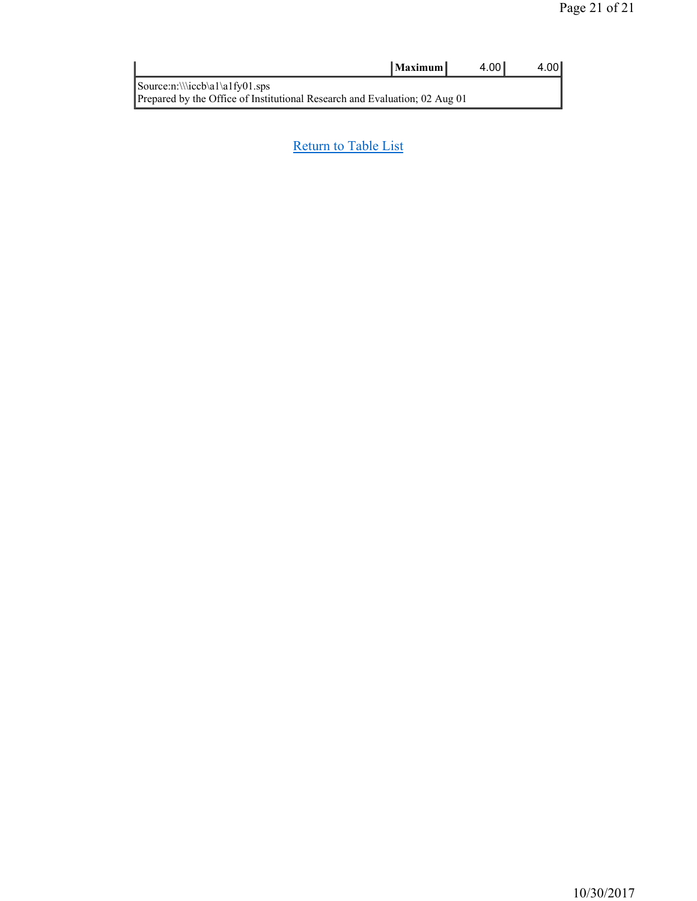| | | | |
|---|---|---|---|
| | **Maximum** | 4.00 | 4.00 |
| Source:n:\\\iccb\a1\a1fy01.sps<br>Prepared by the Office of Institutional Research and Evaluation; 02 Aug 01 | | | |

Return to Table List